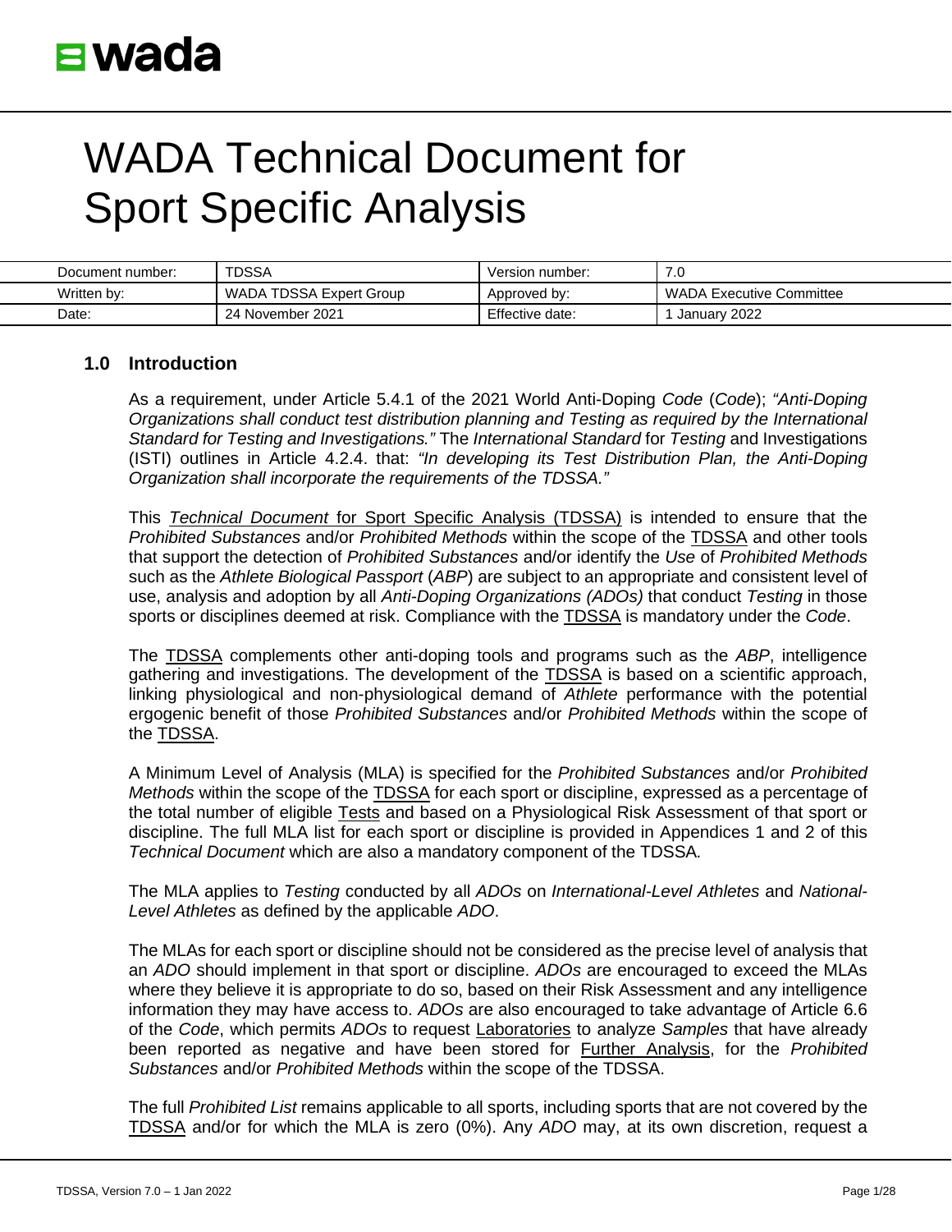wada

# WADA Technical Document for Sport Specific Analysis

| Document number: | TDSSA | Version number: | 7.0 |
|---|---|---|---|
| Written by: | WADA TDSSA Expert Group | Approved by: | WADA Executive Committee |
| Date: | 24 November 2021 | Effective date: | 1 January 2022 |

## 1.0 Introduction

As a requirement, under Article 5.4.1 of the 2021 World Anti-Doping *Code* (*Code*); *"Anti-Doping Organizations shall conduct test distribution planning and Testing as required by the International Standard for Testing and Investigations."* The *International Standard* for *Testing* and Investigations (ISTI) outlines in Article 4.2.4. that: *"In developing its Test Distribution Plan, the Anti-Doping Organization shall incorporate the requirements of the TDSSA."*

This *Technical Document* for Sport Specific Analysis (TDSSA) is intended to ensure that the *Prohibited Substances* and/or *Prohibited Methods* within the scope of the TDSSA and other tools that support the detection of *Prohibited Substances* and/or identify the *Use* of *Prohibited Methods* such as the *Athlete Biological Passport* (*ABP*) are subject to an appropriate and consistent level of use, analysis and adoption by all *Anti-Doping Organizations (ADOs)* that conduct *Testing* in those sports or disciplines deemed at risk. Compliance with the TDSSA is mandatory under the *Code*.

The TDSSA complements other anti-doping tools and programs such as the *ABP*, intelligence gathering and investigations. The development of the TDSSA is based on a scientific approach, linking physiological and non-physiological demand of *Athlete* performance with the potential ergogenic benefit of those *Prohibited Substances* and/or *Prohibited Methods* within the scope of the TDSSA.

A Minimum Level of Analysis (MLA) is specified for the *Prohibited Substances* and/or *Prohibited Methods* within the scope of the TDSSA for each sport or discipline, expressed as a percentage of the total number of eligible Tests and based on a Physiological Risk Assessment of that sport or discipline. The full MLA list for each sport or discipline is provided in Appendices 1 and 2 of this *Technical Document* which are also a mandatory component of the TDSSA.

The MLA applies to *Testing* conducted by all *ADOs* on *International-Level Athletes* and *National-Level Athletes* as defined by the applicable *ADO*.

The MLAs for each sport or discipline should not be considered as the precise level of analysis that an *ADO* should implement in that sport or discipline. *ADOs* are encouraged to exceed the MLAs where they believe it is appropriate to do so, based on their Risk Assessment and any intelligence information they may have access to. *ADOs* are also encouraged to take advantage of Article 6.6 of the *Code*, which permits *ADOs* to request Laboratories to analyze *Samples* that have already been reported as negative and have been stored for Further Analysis, for the *Prohibited Substances* and/or *Prohibited Methods* within the scope of the TDSSA.

The full *Prohibited List* remains applicable to all sports, including sports that are not covered by the TDSSA and/or for which the MLA is zero (0%). Any *ADO* may, at its own discretion, request a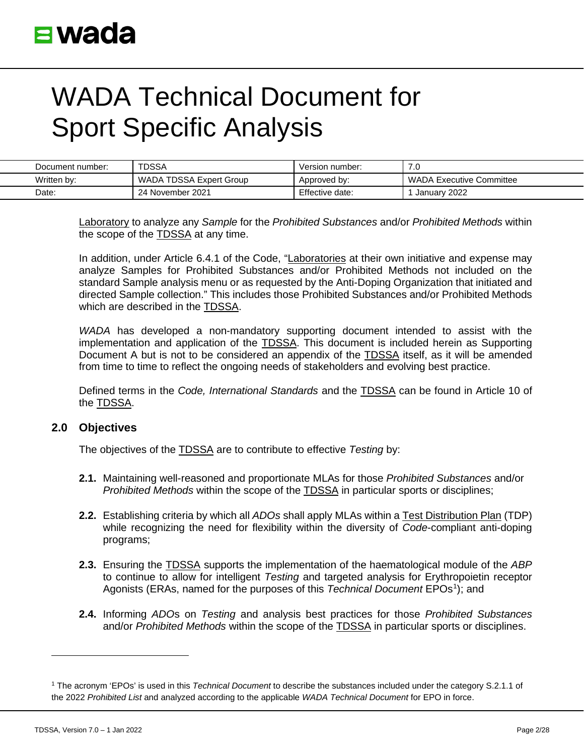Laboratory to analyze any *Sample* for the *Prohibited Substances* and/or *Prohibited Methods* within the scope of the TDSSA at any time.

In addition, under Article 6.4.1 of the Code, "Laboratories at their own initiative and expense may analyze Samples for Prohibited Substances and/or Prohibited Methods not included on the standard Sample analysis menu or as requested by the Anti-Doping Organization that initiated and directed Sample collection." This includes those Prohibited Substances and/or Prohibited Methods which are described in the TDSSA.

*WADA* has developed a non-mandatory supporting document intended to assist with the implementation and application of the TDSSA. This document is included herein as Supporting Document A but is not to be considered an appendix of the TDSSA itself, as it will be amended from time to time to reflect the ongoing needs of stakeholders and evolving best practice.

Defined terms in the *Code, International Standards* and the TDSSA can be found in Article 10 of the TDSSA.

## 2.0 Objectives

The objectives of the TDSSA are to contribute to effective *Testing* by:

**2.1.** Maintaining well-reasoned and proportionate MLAs for those *Prohibited Substances* and/or *Prohibited Methods* within the scope of the TDSSA in particular sports or disciplines;

**2.2.** Establishing criteria by which all *ADOs* shall apply MLAs within a Test Distribution Plan (TDP) while recognizing the need for flexibility within the diversity of *Code*-compliant anti-doping programs;

**2.3.** Ensuring the TDSSA supports the implementation of the haematological module of the *ABP* to continue to allow for intelligent *Testing* and targeted analysis for Erythropoietin receptor Agonists (ERAs, named for the purposes of this *Technical Document* EPOs[1]); and

**2.4.** Informing *ADO*s on *Testing* and analysis best practices for those *Prohibited Substances* and/or *Prohibited Methods* within the scope of the TDSSA in particular sports or disciplines.

---

[1] The acronym 'EPOs' is used in this *Technical Document* to describe the substances included under the category S.2.1.1 of the 2022 *Prohibited List* and analyzed according to the applicable *WADA Technical Document* for EPO in force.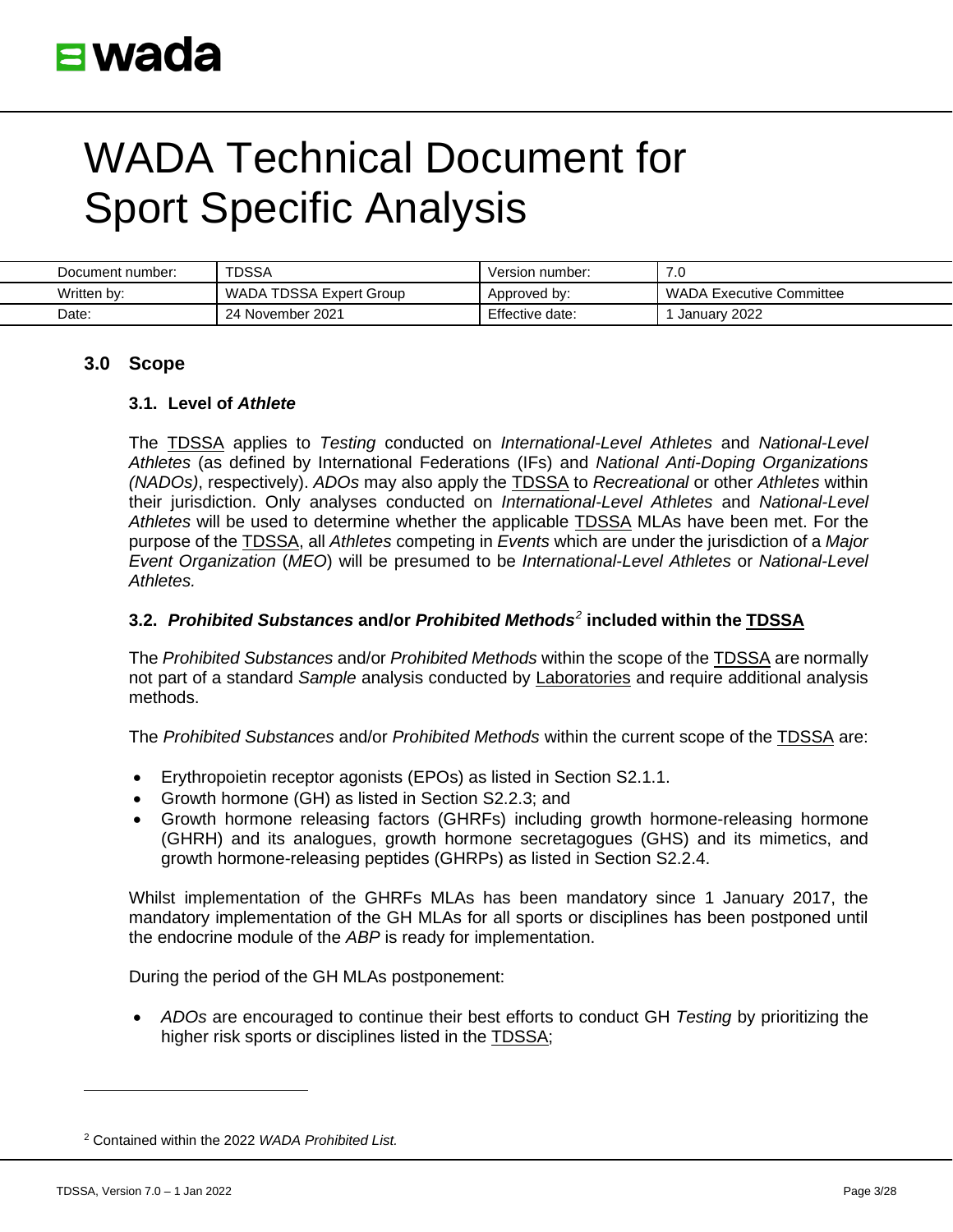# WADA Technical Document for Sport Specific Analysis

| Document number: | TDSSA | Version number: | 7.0 |
|---|---|---|---|
| Written by: | WADA TDSSA Expert Group | Approved by: | WADA Executive Committee |
| Date: | 24 November 2021 | Effective date: | 1 January 2022 |

## 3.0 Scope

### 3.1. Level of *Athlete*

The TDSSA applies to *Testing* conducted on *International-Level Athletes* and *National-Level Athletes* (as defined by International Federations (IFs) and *National Anti-Doping Organizations (NADOs)*, respectively). *ADOs* may also apply the TDSSA to *Recreational* or other *Athletes* within their jurisdiction. Only analyses conducted on *International-Level Athletes* and *National-Level Athletes* will be used to determine whether the applicable TDSSA MLAs have been met. For the purpose of the TDSSA, all *Athletes* competing in *Events* which are under the jurisdiction of a *Major Event Organization* (*MEO*) will be presumed to be *International-Level Athletes* or *National-Level Athletes.*

### 3.2. *Prohibited Substances* and/or *Prohibited Methods*[2] included within the TDSSA

The *Prohibited Substances* and/or *Prohibited Methods* within the scope of the TDSSA are normally not part of a standard *Sample* analysis conducted by Laboratories and require additional analysis methods.

The *Prohibited Substances* and/or *Prohibited Methods* within the current scope of the TDSSA are:

- Erythropoietin receptor agonists (EPOs) as listed in Section S2.1.1.
- Growth hormone (GH) as listed in Section S2.2.3; and
- Growth hormone releasing factors (GHRFs) including growth hormone-releasing hormone (GHRH) and its analogues, growth hormone secretagogues (GHS) and its mimetics, and growth hormone-releasing peptides (GHRPs) as listed in Section S2.2.4.

Whilst implementation of the GHRFs MLAs has been mandatory since 1 January 2017, the mandatory implementation of the GH MLAs for all sports or disciplines has been postponed until the endocrine module of the *ABP* is ready for implementation.

During the period of the GH MLAs postponement:

- *ADOs* are encouraged to continue their best efforts to conduct GH *Testing* by prioritizing the higher risk sports or disciplines listed in the TDSSA;

[2] Contained within the 2022 *WADA Prohibited List.*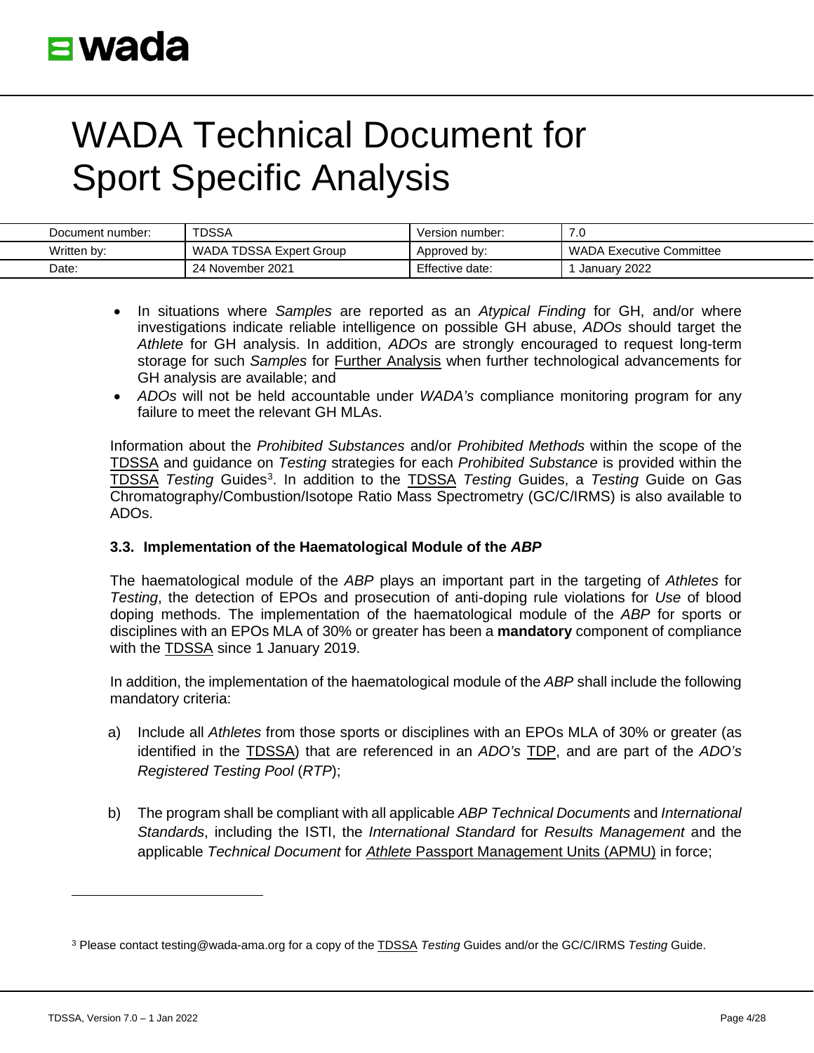- In situations where *Samples* are reported as an *Atypical Finding* for GH, and/or where investigations indicate reliable intelligence on possible GH abuse, *ADOs* should target the *Athlete* for GH analysis. In addition, *ADOs* are strongly encouraged to request long-term storage for such *Samples* for Further Analysis when further technological advancements for GH analysis are available; and
- *ADOs* will not be held accountable under *WADA's* compliance monitoring program for any failure to meet the relevant GH MLAs.

Information about the *Prohibited Substances* and/or *Prohibited Methods* within the scope of the TDSSA and guidance on *Testing* strategies for each *Prohibited Substance* is provided within the TDSSA *Testing* Guides[3]. In addition to the TDSSA *Testing* Guides, a *Testing* Guide on Gas Chromatography/Combustion/Isotope Ratio Mass Spectrometry (GC/C/IRMS) is also available to ADOs.

### 3.3. Implementation of the Haematological Module of the *ABP*

The haematological module of the *ABP* plays an important part in the targeting of *Athletes* for *Testing*, the detection of EPOs and prosecution of anti-doping rule violations for *Use* of blood doping methods. The implementation of the haematological module of the *ABP* for sports or disciplines with an EPOs MLA of 30% or greater has been a **mandatory** component of compliance with the TDSSA since 1 January 2019.

In addition, the implementation of the haematological module of the *ABP* shall include the following mandatory criteria:

a) Include all *Athletes* from those sports or disciplines with an EPOs MLA of 30% or greater (as identified in the TDSSA) that are referenced in an *ADO's* TDP, and are part of the *ADO's* *Registered Testing Pool* (*RTP*);

b) The program shall be compliant with all applicable *ABP Technical Documents* and *International Standards*, including the ISTI, the *International Standard* for *Results Management* and the applicable *Technical Document* for *Athlete* Passport Management Units (APMU) in force;

[3] Please contact testing@wada-ama.org for a copy of the TDSSA *Testing* Guides and/or the GC/C/IRMS *Testing* Guide.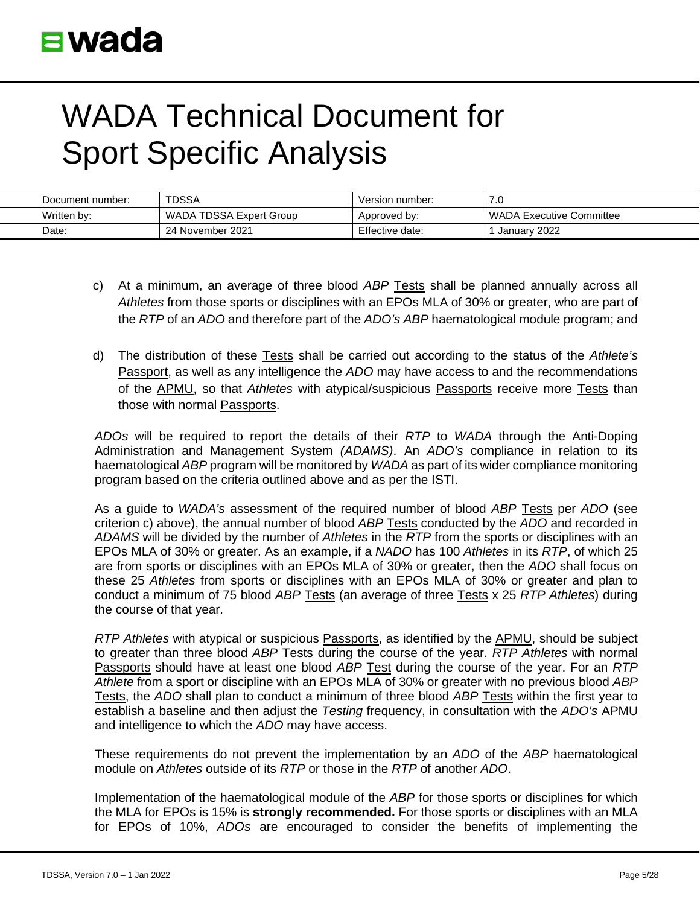c) At a minimum, an average of three blood *ABP* Tests shall be planned annually across all *Athletes* from those sports or disciplines with an EPOs MLA of 30% or greater, who are part of the *RTP* of an *ADO* and therefore part of the *ADO's ABP* haematological module program; and

d) The distribution of these Tests shall be carried out according to the status of the *Athlete's* Passport, as well as any intelligence the *ADO* may have access to and the recommendations of the APMU, so that *Athletes* with atypical/suspicious Passports receive more Tests than those with normal Passports.

*ADOs* will be required to report the details of their *RTP* to *WADA* through the Anti-Doping Administration and Management System *(ADAMS)*. An *ADO's* compliance in relation to its haematological *ABP* program will be monitored by *WADA* as part of its wider compliance monitoring program based on the criteria outlined above and as per the ISTI.

As a guide to *WADA's* assessment of the required number of blood *ABP* Tests per *ADO* (see criterion c) above), the annual number of blood *ABP* Tests conducted by the *ADO* and recorded in *ADAMS* will be divided by the number of *Athletes* in the *RTP* from the sports or disciplines with an EPOs MLA of 30% or greater. As an example, if a *NADO* has 100 *Athletes* in its *RTP*, of which 25 are from sports or disciplines with an EPOs MLA of 30% or greater, then the *ADO* shall focus on these 25 *Athletes* from sports or disciplines with an EPOs MLA of 30% or greater and plan to conduct a minimum of 75 blood *ABP* Tests (an average of three Tests x 25 *RTP Athletes*) during the course of that year.

*RTP Athletes* with atypical or suspicious Passports, as identified by the APMU, should be subject to greater than three blood *ABP* Tests during the course of the year. *RTP Athletes* with normal Passports should have at least one blood *ABP* Test during the course of the year. For an *RTP Athlete* from a sport or discipline with an EPOs MLA of 30% or greater with no previous blood *ABP* Tests, the *ADO* shall plan to conduct a minimum of three blood *ABP* Tests within the first year to establish a baseline and then adjust the *Testing* frequency, in consultation with the *ADO's* APMU and intelligence to which the *ADO* may have access.

These requirements do not prevent the implementation by an *ADO* of the *ABP* haematological module on *Athletes* outside of its *RTP* or those in the *RTP* of another *ADO*.

Implementation of the haematological module of the *ABP* for those sports or disciplines for which the MLA for EPOs is 15% is **strongly recommended.** For those sports or disciplines with an MLA for EPOs of 10%, *ADOs* are encouraged to consider the benefits of implementing the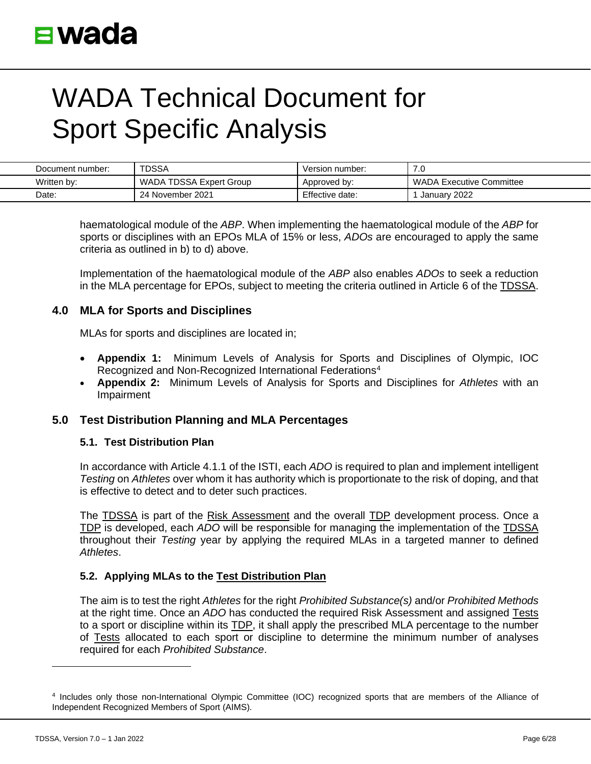haematological module of the *ABP*. When implementing the haematological module of the *ABP* for sports or disciplines with an EPOs MLA of 15% or less, *ADOs* are encouraged to apply the same criteria as outlined in b) to d) above.

Implementation of the haematological module of the *ABP* also enables *ADOs* to seek a reduction in the MLA percentage for EPOs, subject to meeting the criteria outlined in Article 6 of the TDSSA.

## 4.0 MLA for Sports and Disciplines

MLAs for sports and disciplines are located in;

- **Appendix 1:** Minimum Levels of Analysis for Sports and Disciplines of Olympic, IOC Recognized and Non-Recognized International Federations[4]
- **Appendix 2:** Minimum Levels of Analysis for Sports and Disciplines for *Athletes* with an Impairment

## 5.0 Test Distribution Planning and MLA Percentages

### 5.1. Test Distribution Plan

In accordance with Article 4.1.1 of the ISTI, each *ADO* is required to plan and implement intelligent *Testing* on *Athletes* over whom it has authority which is proportionate to the risk of doping, and that is effective to detect and to deter such practices.

The TDSSA is part of the Risk Assessment and the overall TDP development process. Once a TDP is developed, each *ADO* will be responsible for managing the implementation of the TDSSA throughout their *Testing* year by applying the required MLAs in a targeted manner to defined *Athletes*.

### 5.2. Applying MLAs to the Test Distribution Plan

The aim is to test the right *Athletes* for the right *Prohibited Substance(s)* and/or *Prohibited Methods* at the right time. Once an *ADO* has conducted the required Risk Assessment and assigned Tests to a sport or discipline within its TDP, it shall apply the prescribed MLA percentage to the number of Tests allocated to each sport or discipline to determine the minimum number of analyses required for each *Prohibited Substance*.

---

[4] Includes only those non-International Olympic Committee (IOC) recognized sports that are members of the Alliance of Independent Recognized Members of Sport (AIMS).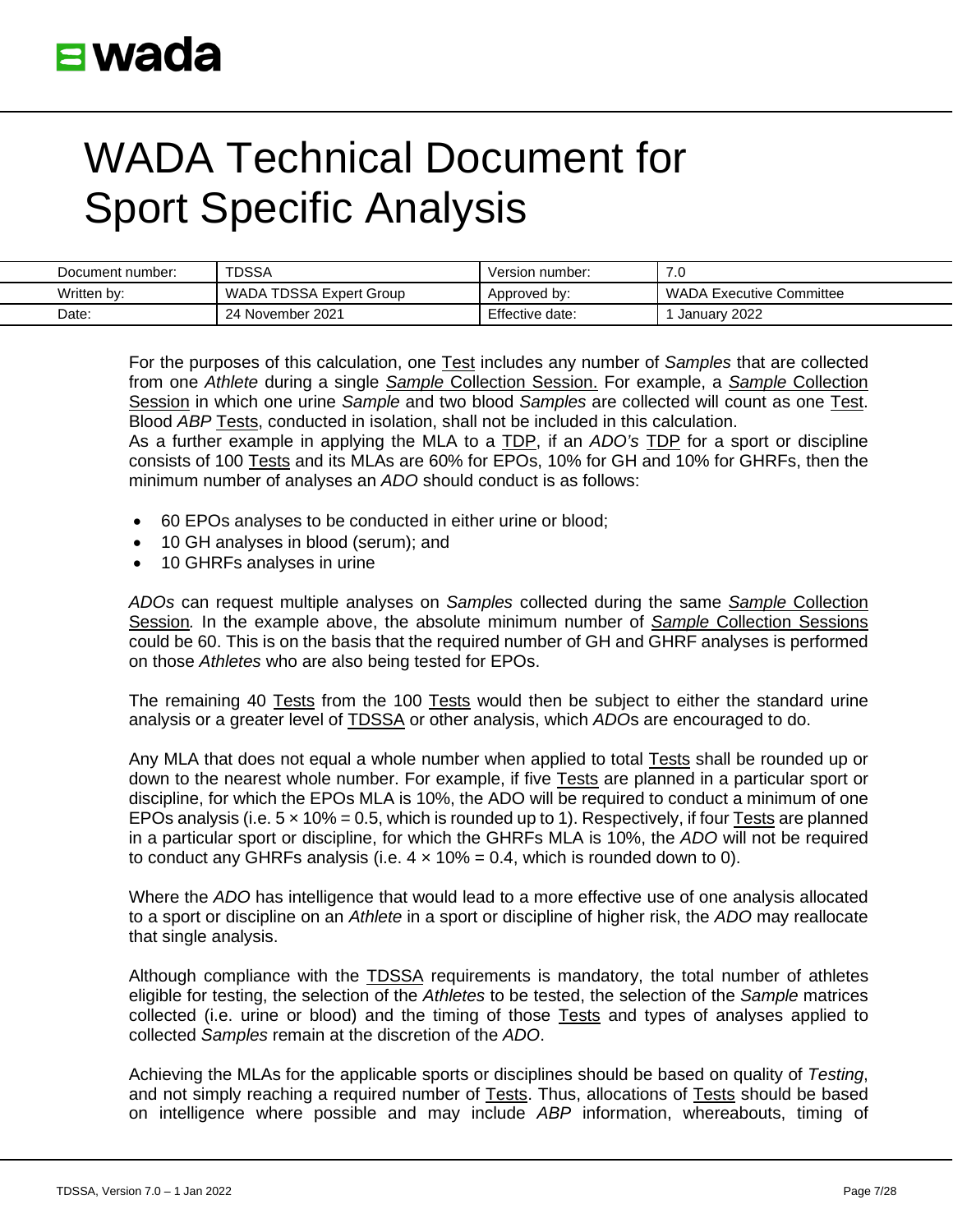For the purposes of this calculation, one Test includes any number of *Samples* that are collected from one *Athlete* during a single *Sample* Collection Session. For example, a *Sample* Collection Session in which one urine *Sample* and two blood *Samples* are collected will count as one Test. Blood *ABP* Tests, conducted in isolation, shall not be included in this calculation.

As a further example in applying the MLA to a TDP, if an *ADO's* TDP for a sport or discipline consists of 100 Tests and its MLAs are 60% for EPOs, 10% for GH and 10% for GHRFs, then the minimum number of analyses an *ADO* should conduct is as follows:

- 60 EPOs analyses to be conducted in either urine or blood;
- 10 GH analyses in blood (serum); and
- 10 GHRFs analyses in urine

*ADOs* can request multiple analyses on *Samples* collected during the same *Sample* Collection Session. In the example above, the absolute minimum number of *Sample* Collection Sessions could be 60. This is on the basis that the required number of GH and GHRF analyses is performed on those *Athletes* who are also being tested for EPOs.

The remaining 40 Tests from the 100 Tests would then be subject to either the standard urine analysis or a greater level of TDSSA or other analysis, which *ADO*s are encouraged to do.

Any MLA that does not equal a whole number when applied to total Tests shall be rounded up or down to the nearest whole number. For example, if five Tests are planned in a particular sport or discipline, for which the EPOs MLA is 10%, the ADO will be required to conduct a minimum of one EPOs analysis (i.e. $5 \times 10\% = 0.5$, which is rounded up to 1). Respectively, if four Tests are planned in a particular sport or discipline, for which the GHRFs MLA is 10%, the *ADO* will not be required to conduct any GHRFs analysis (i.e. $4 \times 10\% = 0.4$, which is rounded down to 0).

Where the *ADO* has intelligence that would lead to a more effective use of one analysis allocated to a sport or discipline on an *Athlete* in a sport or discipline of higher risk, the *ADO* may reallocate that single analysis.

Although compliance with the TDSSA requirements is mandatory, the total number of athletes eligible for testing, the selection of the *Athletes* to be tested, the selection of the *Sample* matrices collected (i.e. urine or blood) and the timing of those Tests and types of analyses applied to collected *Samples* remain at the discretion of the *ADO*.

Achieving the MLAs for the applicable sports or disciplines should be based on quality of *Testing*, and not simply reaching a required number of Tests. Thus, allocations of Tests should be based on intelligence where possible and may include *ABP* information, whereabouts, timing of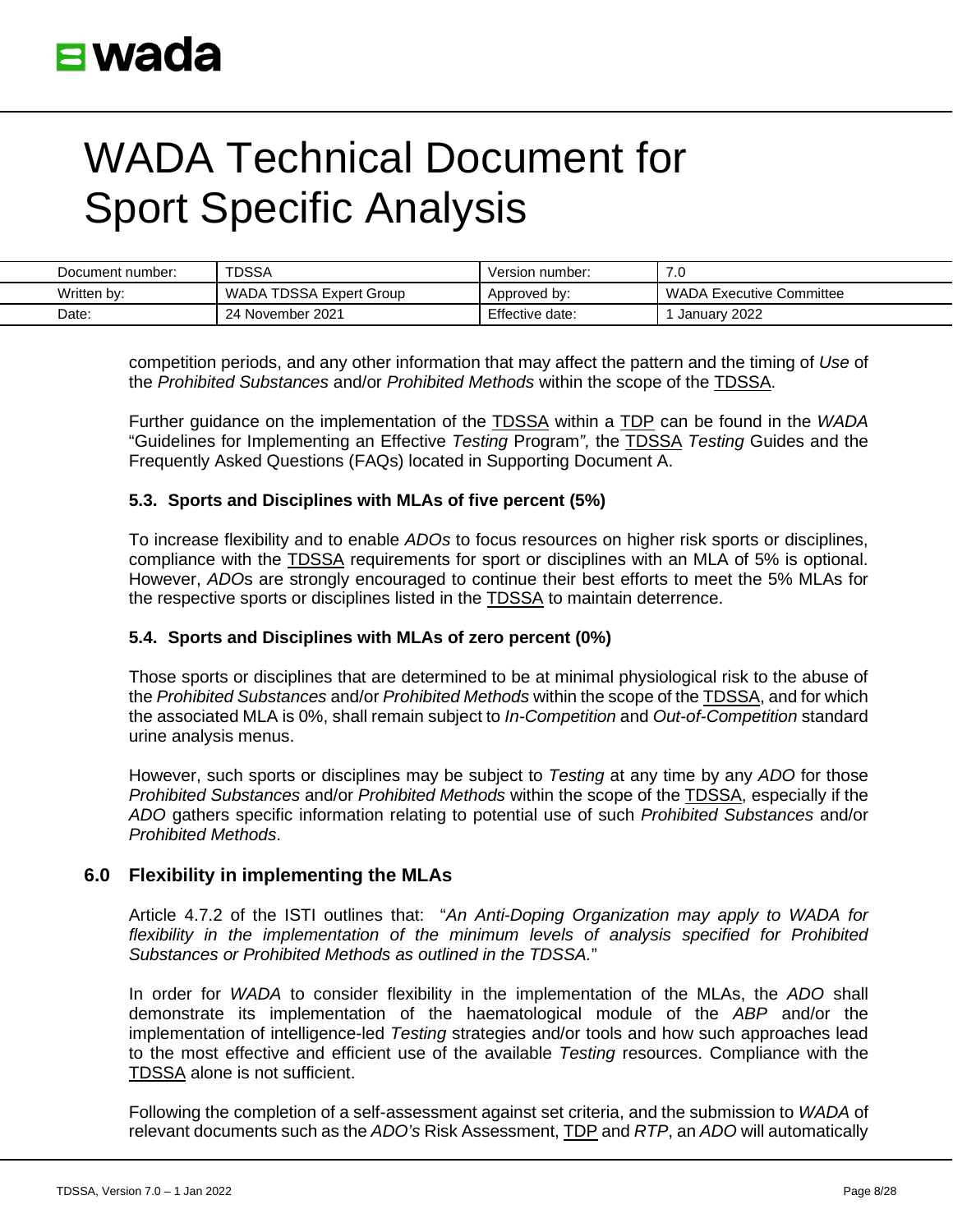competition periods, and any other information that may affect the pattern and the timing of *Use* of the *Prohibited Substances* and/or *Prohibited Methods* within the scope of the TDSSA.

Further guidance on the implementation of the TDSSA within a TDP can be found in the *WADA* "Guidelines for Implementing an Effective *Testing* Program", the TDSSA *Testing* Guides and the Frequently Asked Questions (FAQs) located in Supporting Document A.

### 5.3. Sports and Disciplines with MLAs of five percent (5%)

To increase flexibility and to enable *ADOs* to focus resources on higher risk sports or disciplines, compliance with the TDSSA requirements for sport or disciplines with an MLA of 5% is optional. However, *ADO*s are strongly encouraged to continue their best efforts to meet the 5% MLAs for the respective sports or disciplines listed in the TDSSA to maintain deterrence.

### 5.4. Sports and Disciplines with MLAs of zero percent (0%)

Those sports or disciplines that are determined to be at minimal physiological risk to the abuse of the *Prohibited Substances* and/or *Prohibited Methods* within the scope of the TDSSA, and for which the associated MLA is 0%, shall remain subject to *In-Competition* and *Out-of-Competition* standard urine analysis menus.

However, such sports or disciplines may be subject to *Testing* at any time by any *ADO* for those *Prohibited Substances* and/or *Prohibited Methods* within the scope of the TDSSA, especially if the *ADO* gathers specific information relating to potential use of such *Prohibited Substances* and/or *Prohibited Methods*.

## 6.0 Flexibility in implementing the MLAs

Article 4.7.2 of the ISTI outlines that: "*An Anti-Doping Organization may apply to WADA for flexibility in the implementation of the minimum levels of analysis specified for Prohibited Substances or Prohibited Methods as outlined in the TDSSA.*"

In order for *WADA* to consider flexibility in the implementation of the MLAs, the *ADO* shall demonstrate its implementation of the haematological module of the *ABP* and/or the implementation of intelligence-led *Testing* strategies and/or tools and how such approaches lead to the most effective and efficient use of the available *Testing* resources. Compliance with the TDSSA alone is not sufficient.

Following the completion of a self-assessment against set criteria, and the submission to *WADA* of relevant documents such as the *ADO's* Risk Assessment, TDP and *RTP*, an *ADO* will automatically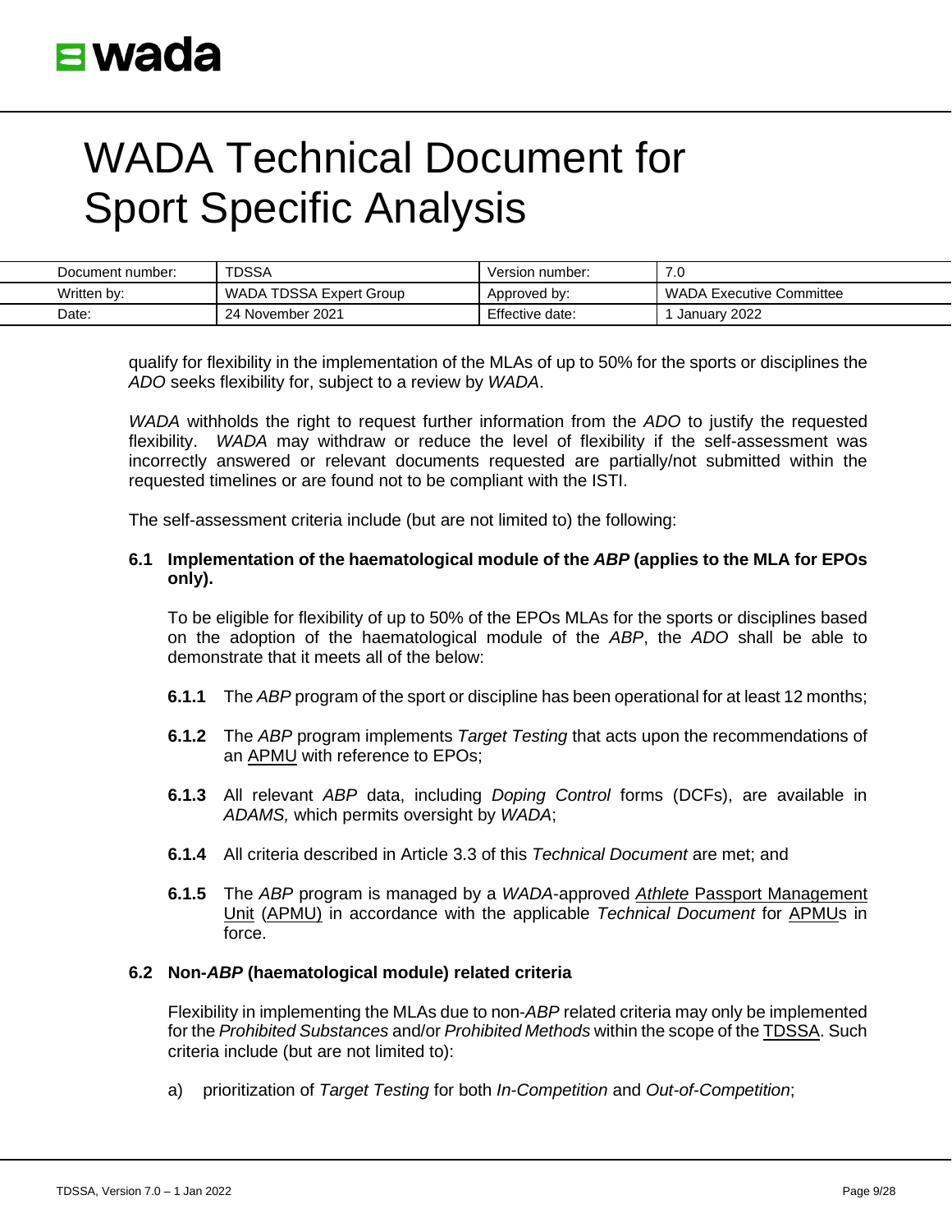qualify for flexibility in the implementation of the MLAs of up to 50% for the sports or disciplines the *ADO* seeks flexibility for, subject to a review by *WADA*.

*WADA* withholds the right to request further information from the *ADO* to justify the requested flexibility. *WADA* may withdraw or reduce the level of flexibility if the self-assessment was incorrectly answered or relevant documents requested are partially/not submitted within the requested timelines or are found not to be compliant with the ISTI.

The self-assessment criteria include (but are not limited to) the following:

### 6.1 Implementation of the haematological module of the *ABP* (applies to the MLA for EPOs only).

To be eligible for flexibility of up to 50% of the EPOs MLAs for the sports or disciplines based on the adoption of the haematological module of the *ABP*, the *ADO* shall be able to demonstrate that it meets all of the below:

**6.1.1** The *ABP* program of the sport or discipline has been operational for at least 12 months;

**6.1.2** The *ABP* program implements *Target Testing* that acts upon the recommendations of an APMU with reference to EPOs;

**6.1.3** All relevant *ABP* data, including *Doping Control* forms (DCFs), are available in *ADAMS,* which permits oversight by *WADA*;

**6.1.4** All criteria described in Article 3.3 of this *Technical Document* are met; and

**6.1.5** The *ABP* program is managed by a *WADA*-approved *Athlete* Passport Management Unit (APMU) in accordance with the applicable *Technical Document* for APMUs in force.

### 6.2 Non-*ABP* (haematological module) related criteria

Flexibility in implementing the MLAs due to non-*ABP* related criteria may only be implemented for the *Prohibited Substances* and/or *Prohibited Methods* within the scope of the TDSSA. Such criteria include (but are not limited to):

a) prioritization of *Target Testing* for both *In-Competition* and *Out-of-Competition*;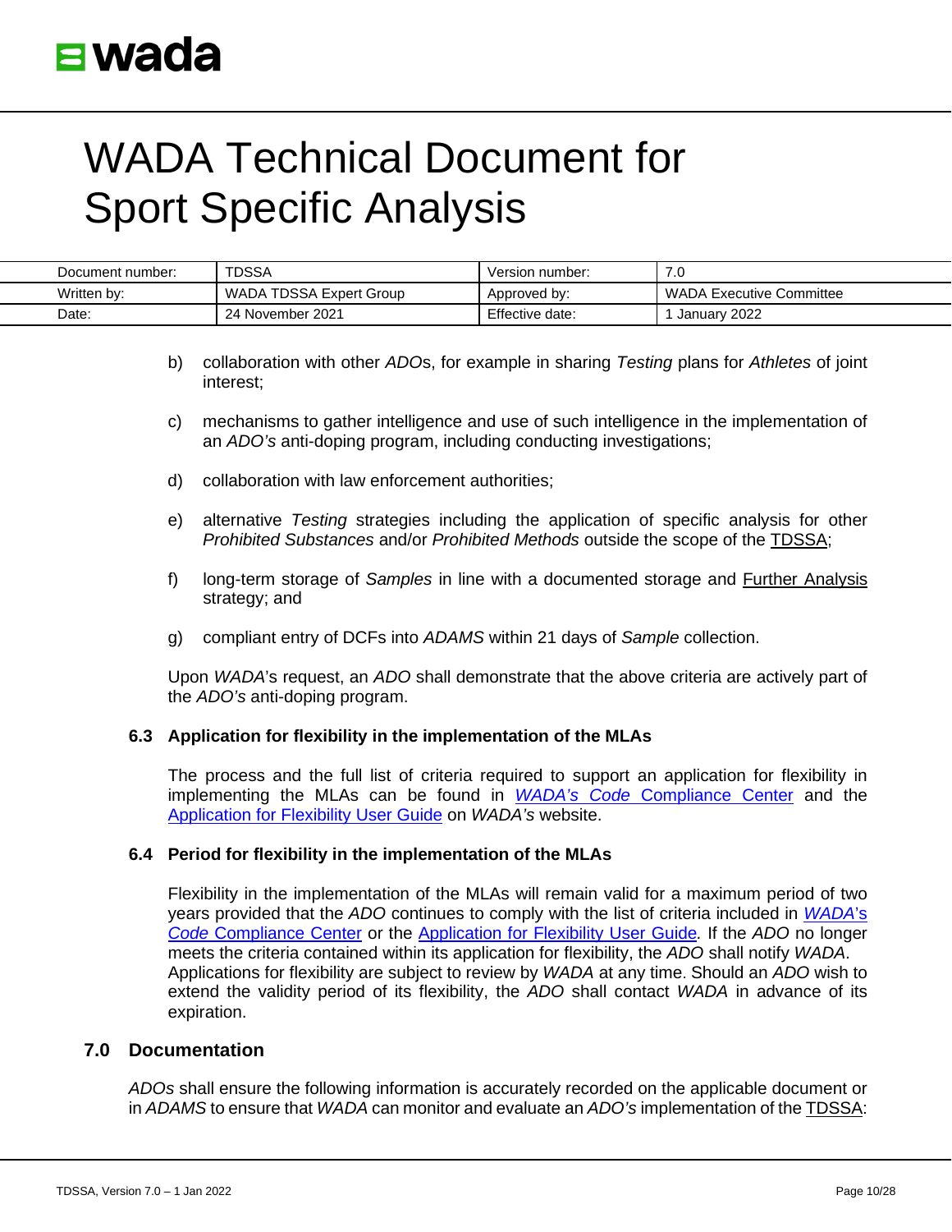b) collaboration with other *ADO*s, for example in sharing *Testing* plans for *Athletes* of joint interest;

c) mechanisms to gather intelligence and use of such intelligence in the implementation of an *ADO's* anti-doping program, including conducting investigations;

d) collaboration with law enforcement authorities;

e) alternative *Testing* strategies including the application of specific analysis for other *Prohibited Substances* and/or *Prohibited Methods* outside the scope of the TDSSA;

f) long-term storage of *Samples* in line with a documented storage and Further Analysis strategy; and

g) compliant entry of DCFs into *ADAMS* within 21 days of *Sample* collection.

Upon *WADA*'s request, an *ADO* shall demonstrate that the above criteria are actively part of the *ADO's* anti-doping program.

### 6.3 Application for flexibility in the implementation of the MLAs

The process and the full list of criteria required to support an application for flexibility in implementing the MLAs can be found in *WADA's Code* Compliance Center and the Application for Flexibility User Guide on *WADA's* website.

### 6.4 Period for flexibility in the implementation of the MLAs

Flexibility in the implementation of the MLAs will remain valid for a maximum period of two years provided that the *ADO* continues to comply with the list of criteria included in *WADA's Code* Compliance Center or the Application for Flexibility User Guide*.* If the *ADO* no longer meets the criteria contained within its application for flexibility, the *ADO* shall notify *WADA*. Applications for flexibility are subject to review by *WADA* at any time. Should an *ADO* wish to extend the validity period of its flexibility, the *ADO* shall contact *WADA* in advance of its expiration.

## 7.0 Documentation

*ADOs* shall ensure the following information is accurately recorded on the applicable document or in *ADAMS* to ensure that *WADA* can monitor and evaluate an *ADO's* implementation of the TDSSA: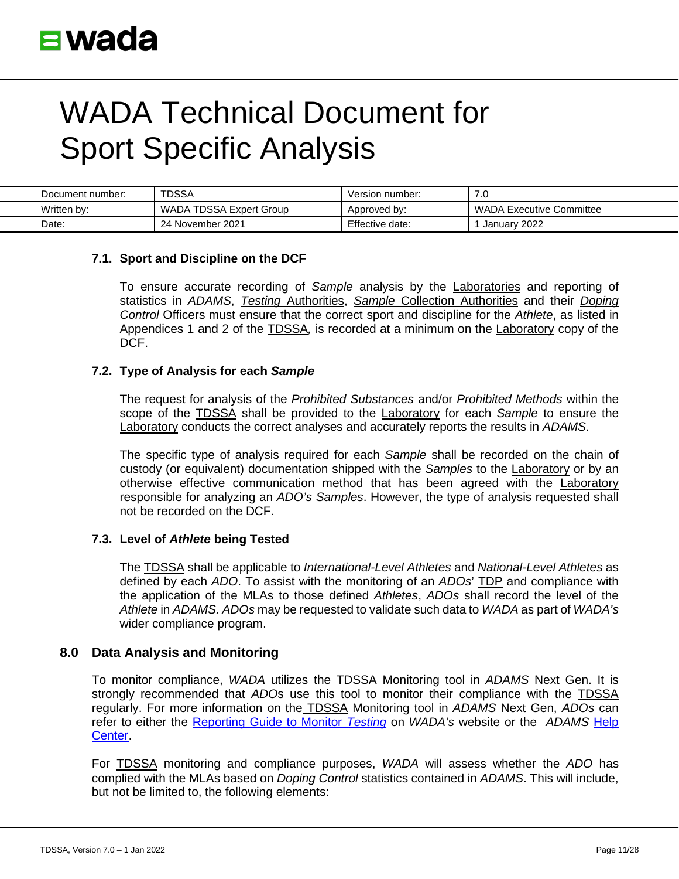# WADA Technical Document for Sport Specific Analysis

| Document number: | TDSSA | Version number: | 7.0 |
|---|---|---|---|
| Written by: | WADA TDSSA Expert Group | Approved by: | WADA Executive Committee |
| Date: | 24 November 2021 | Effective date: | 1 January 2022 |

### 7.1. Sport and Discipline on the DCF

To ensure accurate recording of *Sample* analysis by the Laboratories and reporting of statistics in *ADAMS*, *Testing* Authorities, *Sample* Collection Authorities and their *Doping Control* Officers must ensure that the correct sport and discipline for the *Athlete*, as listed in Appendices 1 and 2 of the TDSSA, is recorded at a minimum on the Laboratory copy of the DCF.

### 7.2. Type of Analysis for each *Sample*

The request for analysis of the *Prohibited Substances* and/or *Prohibited Methods* within the scope of the TDSSA shall be provided to the Laboratory for each *Sample* to ensure the Laboratory conducts the correct analyses and accurately reports the results in *ADAMS*.

The specific type of analysis required for each *Sample* shall be recorded on the chain of custody (or equivalent) documentation shipped with the *Samples* to the Laboratory or by an otherwise effective communication method that has been agreed with the Laboratory responsible for analyzing an *ADO's Samples*. However, the type of analysis requested shall not be recorded on the DCF.

### 7.3. Level of *Athlete* being Tested

The TDSSA shall be applicable to *International-Level Athletes* and *National-Level Athletes* as defined by each *ADO*. To assist with the monitoring of an *ADO*s' TDP and compliance with the application of the MLAs to those defined *Athletes*, *ADOs* shall record the level of the *Athlete* in *ADAMS. ADOs* may be requested to validate such data to *WADA* as part of *WADA's* wider compliance program.

## 8.0 Data Analysis and Monitoring

To monitor compliance, *WADA* utilizes the TDSSA Monitoring tool in *ADAMS* Next Gen. It is strongly recommended that *ADO*s use this tool to monitor their compliance with the TDSSA regularly. For more information on the TDSSA Monitoring tool in *ADAMS* Next Gen, *ADOs* can refer to either the Reporting Guide to Monitor *Testing* on *WADA's* website or the *ADAMS* Help Center.

For TDSSA monitoring and compliance purposes, *WADA* will assess whether the *ADO* has complied with the MLAs based on *Doping Control* statistics contained in *ADAMS*. This will include, but not be limited to, the following elements: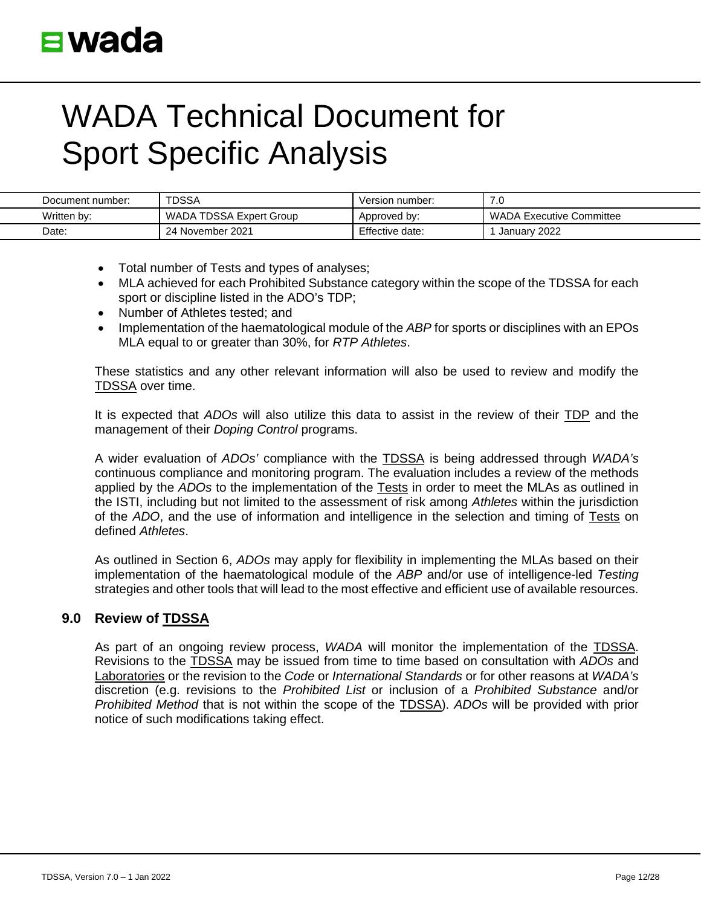- Total number of Tests and types of analyses;
- MLA achieved for each Prohibited Substance category within the scope of the TDSSA for each sport or discipline listed in the ADO's TDP;
- Number of Athletes tested; and
- Implementation of the haematological module of the *ABP* for sports or disciplines with an EPOs MLA equal to or greater than 30%, for *RTP Athletes*.

These statistics and any other relevant information will also be used to review and modify the TDSSA over time.

It is expected that *ADOs* will also utilize this data to assist in the review of their TDP and the management of their *Doping Control* programs.

A wider evaluation of *ADOs'* compliance with the TDSSA is being addressed through *WADA's* continuous compliance and monitoring program. The evaluation includes a review of the methods applied by the *ADOs* to the implementation of the Tests in order to meet the MLAs as outlined in the ISTI, including but not limited to the assessment of risk among *Athletes* within the jurisdiction of the *ADO*, and the use of information and intelligence in the selection and timing of Tests on defined *Athletes*.

As outlined in Section 6, *ADOs* may apply for flexibility in implementing the MLAs based on their implementation of the haematological module of the *ABP* and/or use of intelligence-led *Testing* strategies and other tools that will lead to the most effective and efficient use of available resources.

## 9.0 Review of TDSSA

As part of an ongoing review process, *WADA* will monitor the implementation of the TDSSA. Revisions to the TDSSA may be issued from time to time based on consultation with *ADOs* and Laboratories or the revision to the *Code* or *International Standards* or for other reasons at *WADA's* discretion (e.g. revisions to the *Prohibited List* or inclusion of a *Prohibited Substance* and/or *Prohibited Method* that is not within the scope of the TDSSA). *ADOs* will be provided with prior notice of such modifications taking effect.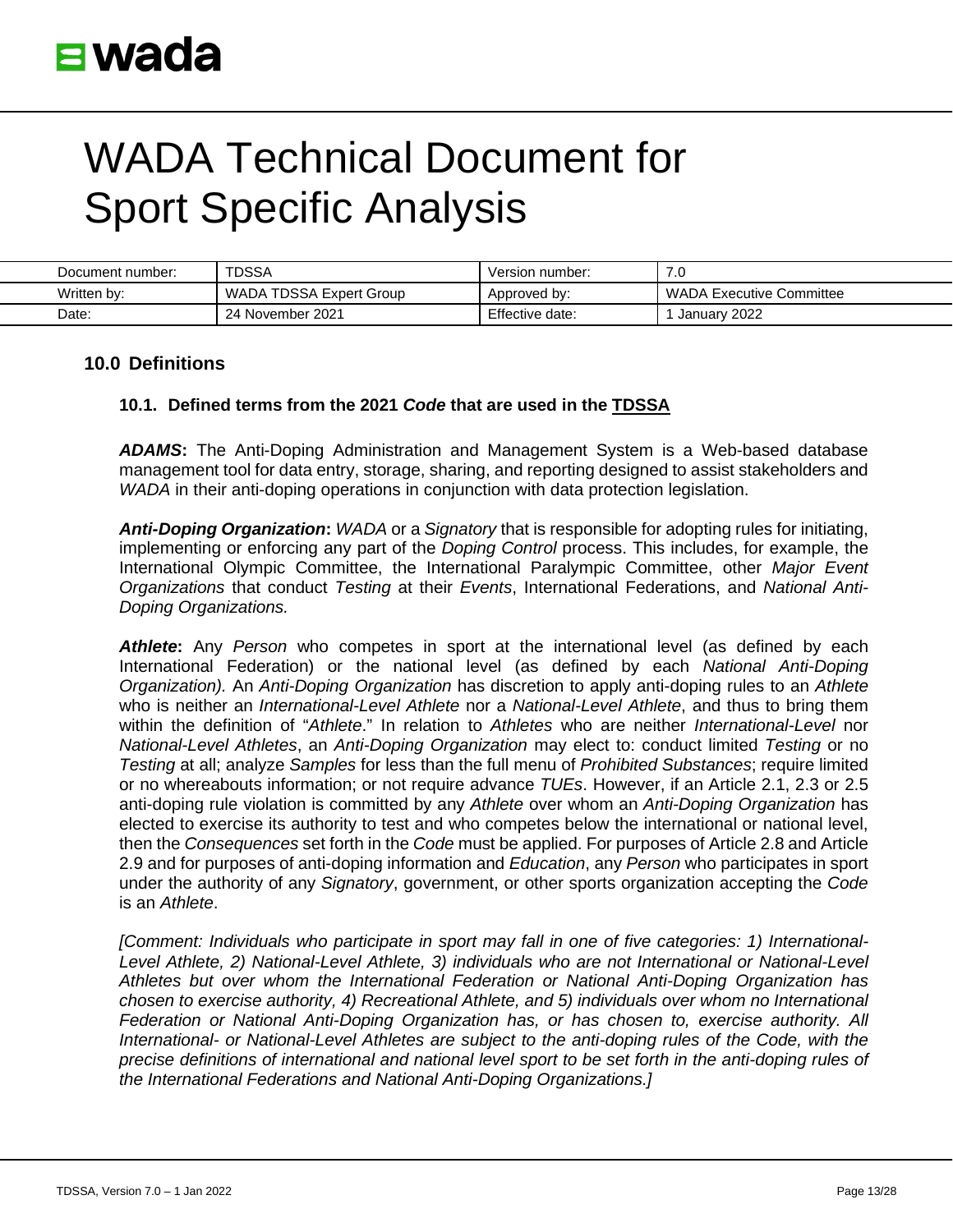# WADA Technical Document for Sport Specific Analysis

| Document number: | TDSSA | Version number: | 7.0 |
|---|---|---|---|
| Written by: | WADA TDSSA Expert Group | Approved by: | WADA Executive Committee |
| Date: | 24 November 2021 | Effective date: | 1 January 2022 |

## 10.0 Definitions

### 10.1. Defined terms from the 2021 *Code* that are used in the TDSSA

***ADAMS*:** The Anti-Doping Administration and Management System is a Web-based database management tool for data entry, storage, sharing, and reporting designed to assist stakeholders and *WADA* in their anti-doping operations in conjunction with data protection legislation.

***Anti-Doping Organization*:** *WADA* or a *Signatory* that is responsible for adopting rules for initiating, implementing or enforcing any part of the *Doping Control* process. This includes, for example, the International Olympic Committee, the International Paralympic Committee, other *Major Event Organizations* that conduct *Testing* at their *Events*, International Federations, and *National Anti-Doping Organizations.*

***Athlete*:** Any *Person* who competes in sport at the international level (as defined by each International Federation) or the national level (as defined by each *National Anti-Doping Organization).* An *Anti-Doping Organization* has discretion to apply anti-doping rules to an *Athlete* who is neither an *International-Level Athlete* nor a *National-Level Athlete*, and thus to bring them within the definition of "*Athlete*." In relation to *Athletes* who are neither *International-Level* nor *National-Level Athletes*, an *Anti-Doping Organization* may elect to: conduct limited *Testing* or no *Testing* at all; analyze *Samples* for less than the full menu of *Prohibited Substances*; require limited or no whereabouts information; or not require advance *TUEs*. However, if an Article 2.1, 2.3 or 2.5 anti-doping rule violation is committed by any *Athlete* over whom an *Anti-Doping Organization* has elected to exercise its authority to test and who competes below the international or national level, then the *Consequences* set forth in the *Code* must be applied. For purposes of Article 2.8 and Article 2.9 and for purposes of anti-doping information and *Education*, any *Person* who participates in sport under the authority of any *Signatory*, government, or other sports organization accepting the *Code* is an *Athlete*.

*[Comment: Individuals who participate in sport may fall in one of five categories: 1) International-Level Athlete, 2) National-Level Athlete, 3) individuals who are not International or National-Level Athletes but over whom the International Federation or National Anti-Doping Organization has chosen to exercise authority, 4) Recreational Athlete, and 5) individuals over whom no International Federation or National Anti-Doping Organization has, or has chosen to, exercise authority. All International- or National-Level Athletes are subject to the anti-doping rules of the Code, with the precise definitions of international and national level sport to be set forth in the anti-doping rules of the International Federations and National Anti-Doping Organizations.]*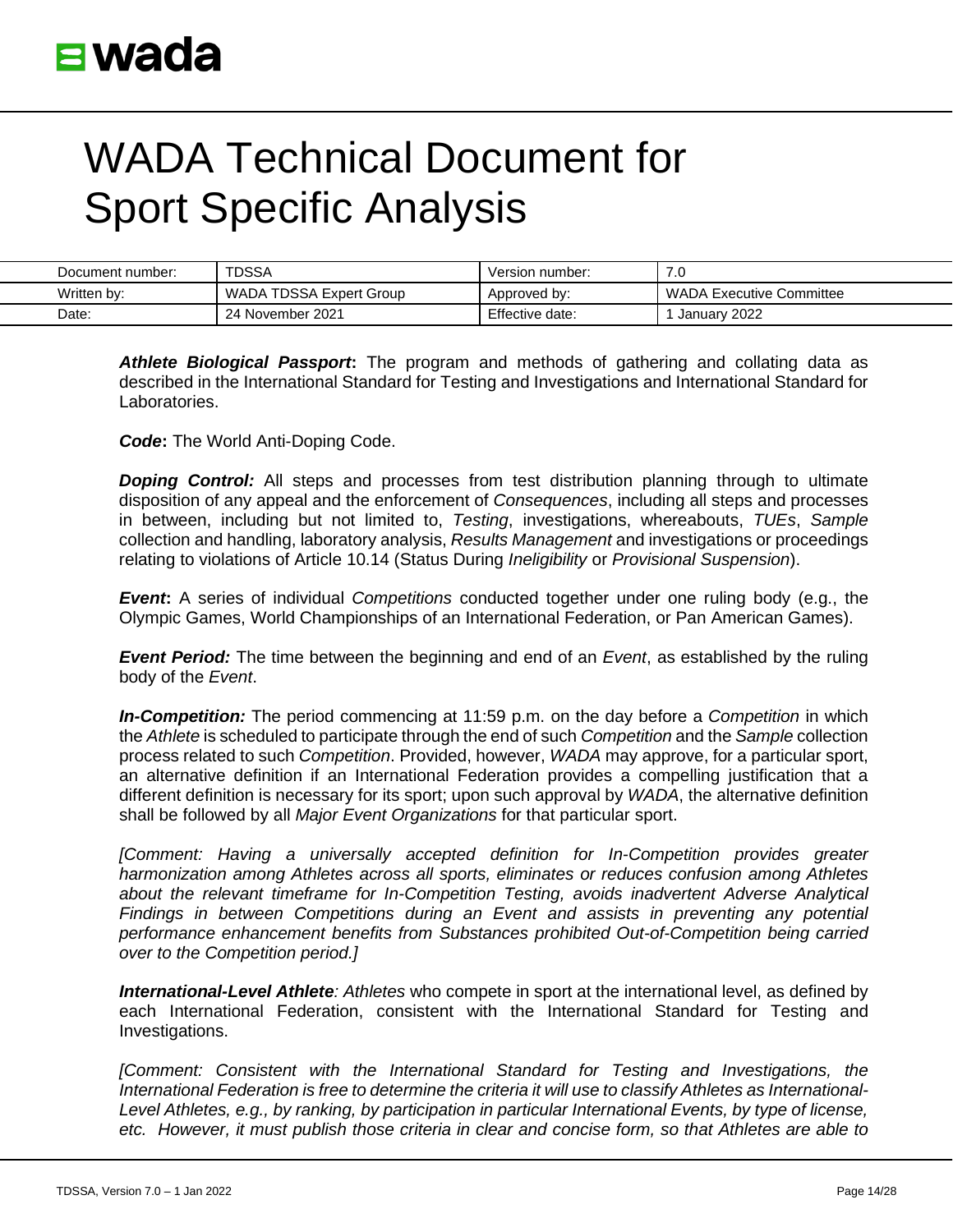***Athlete Biological Passport*:** The program and methods of gathering and collating data as described in the International Standard for Testing and Investigations and International Standard for Laboratories.

***Code*:** The World Anti-Doping Code.

***Doping Control:*** All steps and processes from test distribution planning through to ultimate disposition of any appeal and the enforcement of *Consequences*, including all steps and processes in between, including but not limited to, *Testing*, investigations, whereabouts, *TUEs*, *Sample* collection and handling, laboratory analysis, *Results Management* and investigations or proceedings relating to violations of Article 10.14 (Status During *Ineligibility* or *Provisional Suspension*).

***Event*:** A series of individual *Competitions* conducted together under one ruling body (e.g., the Olympic Games, World Championships of an International Federation, or Pan American Games).

***Event Period:*** The time between the beginning and end of an *Event*, as established by the ruling body of the *Event*.

***In-Competition:*** The period commencing at 11:59 p.m. on the day before a *Competition* in which the *Athlete* is scheduled to participate through the end of such *Competition* and the *Sample* collection process related to such *Competition*. Provided, however, *WADA* may approve, for a particular sport, an alternative definition if an International Federation provides a compelling justification that a different definition is necessary for its sport; upon such approval by *WADA*, the alternative definition shall be followed by all *Major Event Organizations* for that particular sport.

*[Comment: Having a universally accepted definition for In-Competition provides greater harmonization among Athletes across all sports, eliminates or reduces confusion among Athletes about the relevant timeframe for In-Competition Testing, avoids inadvertent Adverse Analytical Findings in between Competitions during an Event and assists in preventing any potential performance enhancement benefits from Substances prohibited Out-of-Competition being carried over to the Competition period.]*

***International-Level Athlete**: Athletes* who compete in sport at the international level, as defined by each International Federation, consistent with the International Standard for Testing and Investigations.

*[Comment: Consistent with the International Standard for Testing and Investigations, the International Federation is free to determine the criteria it will use to classify Athletes as International-Level Athletes, e.g., by ranking, by participation in particular International Events, by type of license, etc. However, it must publish those criteria in clear and concise form, so that Athletes are able to*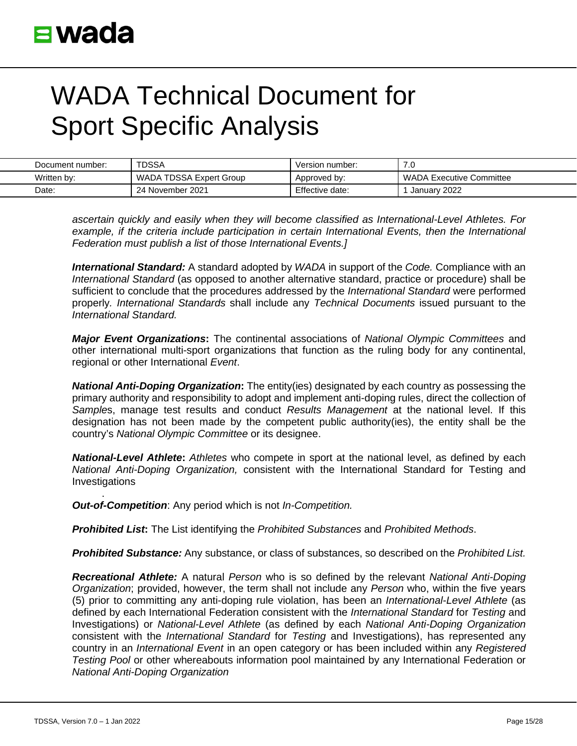*ascertain quickly and easily when they will become classified as International-Level Athletes. For example, if the criteria include participation in certain International Events, then the International Federation must publish a list of those International Events.]*

***International Standard:*** A standard adopted by *WADA* in support of the *Code.* Compliance with an *International Standard* (as opposed to another alternative standard, practice or procedure) shall be sufficient to conclude that the procedures addressed by the *International Standard* were performed properly*. International Standards* shall include any *Technical Documents* issued pursuant to the *International Standard.*

***Major Event Organizations*:** The continental associations of *National Olympic Committees* and other international multi-sport organizations that function as the ruling body for any continental, regional or other International *Event*.

***National Anti-Doping Organization*:** The entity(ies) designated by each country as possessing the primary authority and responsibility to adopt and implement anti-doping rules, direct the collection of *Sample*s, manage test results and conduct *Results Management* at the national level. If this designation has not been made by the competent public authority(ies), the entity shall be the country's *National Olympic Committee* or its designee.

***National-Level Athlete*:** *Athletes* who compete in sport at the national level, as defined by each *National Anti-Doping Organization,* consistent with the International Standard for Testing and Investigations

.

***Out-of-Competition***: Any period which is not *In-Competition.*

***Prohibited List*:** The List identifying the *Prohibited Substances* and *Prohibited Methods*.

***Prohibited Substance:*** Any substance, or class of substances, so described on the *Prohibited List.*

***Recreational Athlete:*** A natural *Person* who is so defined by the relevant *National Anti-Doping Organization*; provided, however, the term shall not include any *Person* who, within the five years (5) prior to committing any anti-doping rule violation, has been an *International-Level Athlete* (as defined by each International Federation consistent with the *International Standard* for *Testing* and Investigations) or *National-Level Athlete* (as defined by each *National Anti-Doping Organization* consistent with the *International Standard* for *Testing* and Investigations), has represented any country in an *International Event* in an open category or has been included within any *Registered Testing Pool* or other whereabouts information pool maintained by any International Federation or *National Anti-Doping Organization*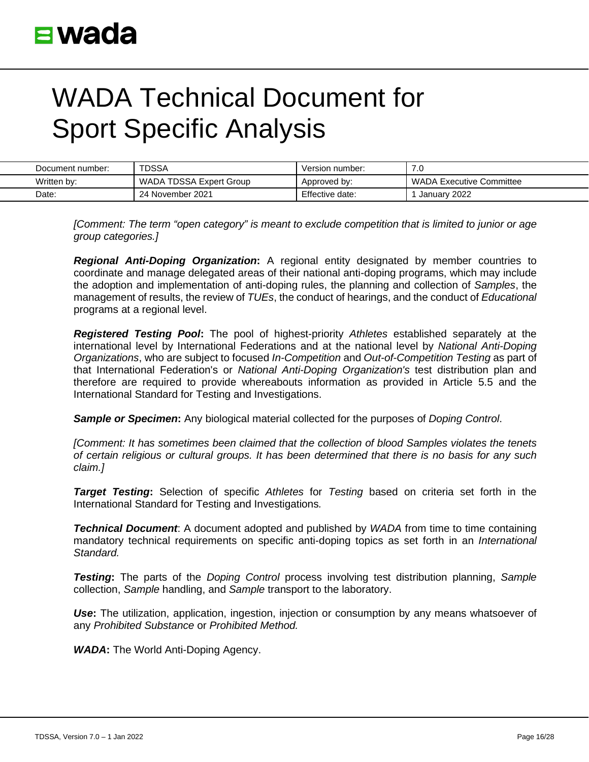*[Comment: The term "open category" is meant to exclude competition that is limited to junior or age group categories.]*

***Regional Anti-Doping Organization*:** A regional entity designated by member countries to coordinate and manage delegated areas of their national anti-doping programs, which may include the adoption and implementation of anti-doping rules, the planning and collection of *Samples*, the management of results, the review of *TUEs*, the conduct of hearings, and the conduct of *Educational* programs at a regional level.

***Registered Testing Pool*:** The pool of highest-priority *Athletes* established separately at the international level by International Federations and at the national level by *National Anti-Doping Organizations*, who are subject to focused *In-Competition* and *Out-of-Competition Testing* as part of that International Federation's or *National Anti-Doping Organization's* test distribution plan and therefore are required to provide whereabouts information as provided in Article 5.5 and the International Standard for Testing and Investigations.

***Sample or Specimen*:** Any biological material collected for the purposes of *Doping Control*.

*[Comment: It has sometimes been claimed that the collection of blood Samples violates the tenets of certain religious or cultural groups. It has been determined that there is no basis for any such claim.]*

***Target Testing*:** Selection of specific *Athletes* for *Testing* based on criteria set forth in the International Standard for Testing and Investigations*.*

***Technical Document***: A document adopted and published by *WADA* from time to time containing mandatory technical requirements on specific anti-doping topics as set forth in an *International Standard.*

***Testing*:** The parts of the *Doping Control* process involving test distribution planning, *Sample* collection, *Sample* handling, and *Sample* transport to the laboratory.

***Use*:** The utilization, application, ingestion, injection or consumption by any means whatsoever of any *Prohibited Substance* or *Prohibited Method.*

***WADA*:** The World Anti-Doping Agency.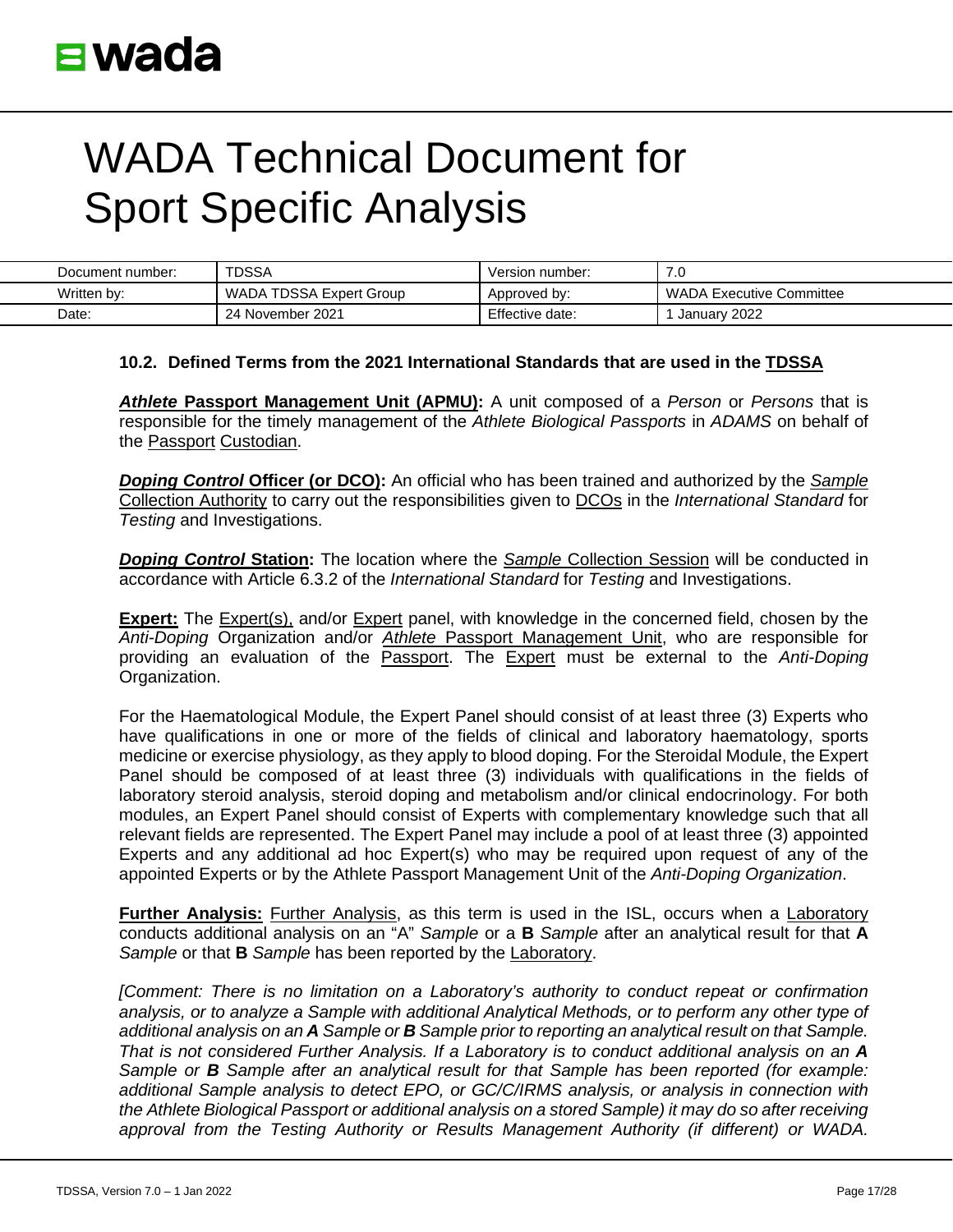### 10.2. Defined Terms from the 2021 International Standards that are used in the TDSSA

***Athlete* Passport Management Unit (APMU):** A unit composed of a *Person* or *Persons* that is responsible for the timely management of the *Athlete Biological Passports* in *ADAMS* on behalf of the Passport Custodian.

***Doping Control* Officer (or DCO):** An official who has been trained and authorized by the *Sample* Collection Authority to carry out the responsibilities given to DCOs in the *International Standard* for *Testing* and Investigations.

***Doping Control* Station:** The location where the *Sample* Collection Session will be conducted in accordance with Article 6.3.2 of the *International Standard* for *Testing* and Investigations.

**Expert:** The Expert(s), and/or Expert panel, with knowledge in the concerned field, chosen by the *Anti-Doping* Organization and/or *Athlete* Passport Management Unit, who are responsible for providing an evaluation of the Passport. The Expert must be external to the *Anti-Doping* Organization.

For the Haematological Module, the Expert Panel should consist of at least three (3) Experts who have qualifications in one or more of the fields of clinical and laboratory haematology, sports medicine or exercise physiology, as they apply to blood doping. For the Steroidal Module, the Expert Panel should be composed of at least three (3) individuals with qualifications in the fields of laboratory steroid analysis, steroid doping and metabolism and/or clinical endocrinology. For both modules, an Expert Panel should consist of Experts with complementary knowledge such that all relevant fields are represented. The Expert Panel may include a pool of at least three (3) appointed Experts and any additional ad hoc Expert(s) who may be required upon request of any of the appointed Experts or by the Athlete Passport Management Unit of the *Anti-Doping Organization*.

**Further Analysis:** Further Analysis, as this term is used in the ISL, occurs when a Laboratory conducts additional analysis on an "A" *Sample* or a **B** *Sample* after an analytical result for that **A** *Sample* or that **B** *Sample* has been reported by the Laboratory.

*[Comment: There is no limitation on a Laboratory's authority to conduct repeat or confirmation analysis, or to analyze a Sample with additional Analytical Methods, or to perform any other type of additional analysis on an **A** Sample or **B** Sample prior to reporting an analytical result on that Sample. That is not considered Further Analysis. If a Laboratory is to conduct additional analysis on an **A** Sample or **B** Sample after an analytical result for that Sample has been reported (for example: additional Sample analysis to detect EPO, or GC/C/IRMS analysis, or analysis in connection with the Athlete Biological Passport or additional analysis on a stored Sample) it may do so after receiving approval from the Testing Authority or Results Management Authority (if different) or WADA.*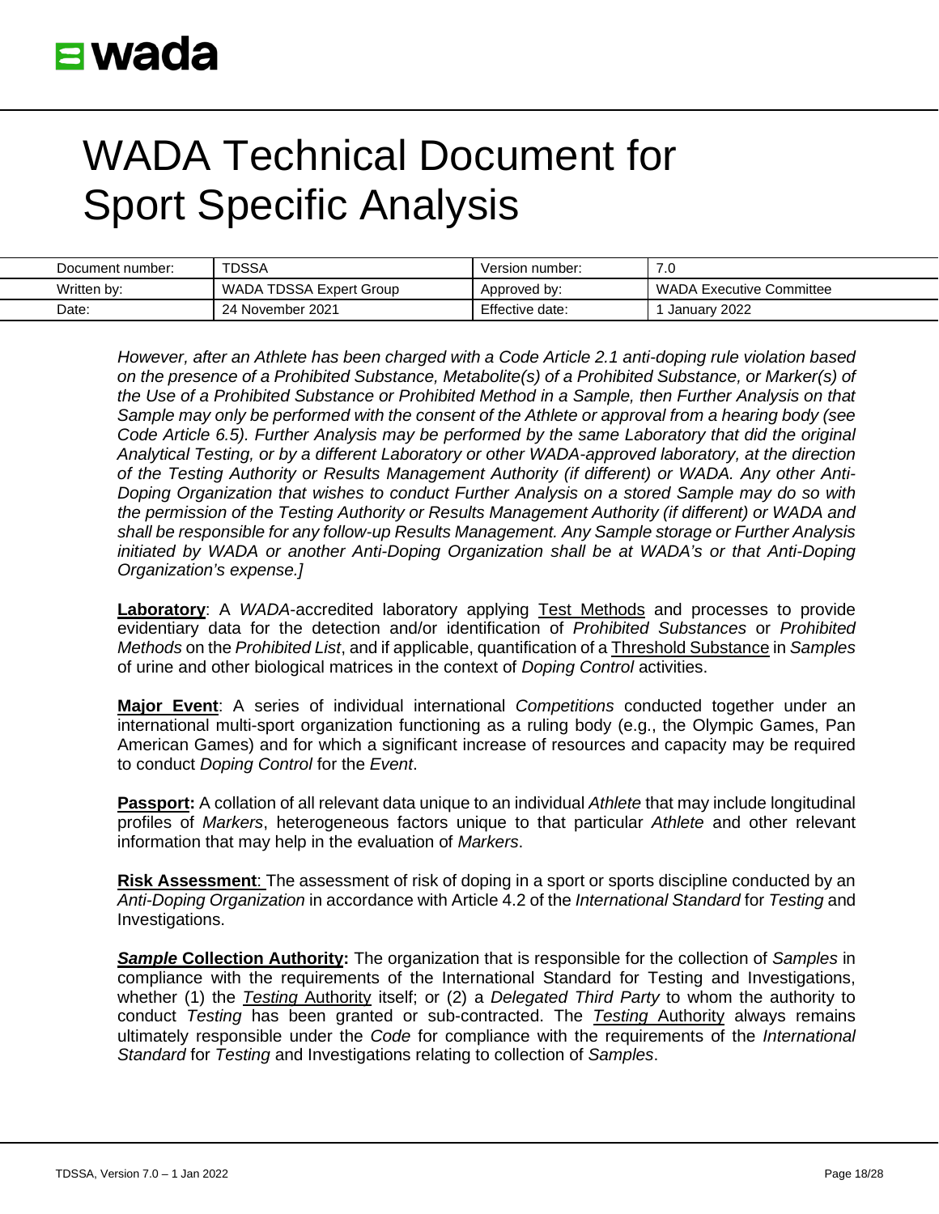*However, after an Athlete has been charged with a Code Article 2.1 anti-doping rule violation based on the presence of a Prohibited Substance, Metabolite(s) of a Prohibited Substance, or Marker(s) of the Use of a Prohibited Substance or Prohibited Method in a Sample, then Further Analysis on that Sample may only be performed with the consent of the Athlete or approval from a hearing body (see Code Article 6.5). Further Analysis may be performed by the same Laboratory that did the original Analytical Testing, or by a different Laboratory or other WADA-approved laboratory, at the direction of the Testing Authority or Results Management Authority (if different) or WADA. Any other Anti-Doping Organization that wishes to conduct Further Analysis on a stored Sample may do so with the permission of the Testing Authority or Results Management Authority (if different) or WADA and shall be responsible for any follow-up Results Management. Any Sample storage or Further Analysis initiated by WADA or another Anti-Doping Organization shall be at WADA's or that Anti-Doping Organization's expense.]*

**Laboratory**: A *WADA*-accredited laboratory applying Test Methods and processes to provide evidentiary data for the detection and/or identification of *Prohibited Substances* or *Prohibited Methods* on the *Prohibited List*, and if applicable, quantification of a Threshold Substance in *Samples* of urine and other biological matrices in the context of *Doping Control* activities.

**Major Event**: A series of individual international *Competitions* conducted together under an international multi-sport organization functioning as a ruling body (e.g., the Olympic Games, Pan American Games) and for which a significant increase of resources and capacity may be required to conduct *Doping Control* for the *Event*.

**Passport:** A collation of all relevant data unique to an individual *Athlete* that may include longitudinal profiles of *Markers*, heterogeneous factors unique to that particular *Athlete* and other relevant information that may help in the evaluation of *Markers*.

**Risk Assessment**: The assessment of risk of doping in a sport or sports discipline conducted by an *Anti-Doping Organization* in accordance with Article 4.2 of the *International Standard* for *Testing* and Investigations.

***Sample* Collection Authority:** The organization that is responsible for the collection of *Samples* in compliance with the requirements of the International Standard for Testing and Investigations, whether (1) the *Testing* Authority itself; or (2) a *Delegated Third Party* to whom the authority to conduct *Testing* has been granted or sub-contracted. The *Testing* Authority always remains ultimately responsible under the *Code* for compliance with the requirements of the *International Standard* for *Testing* and Investigations relating to collection of *Samples*.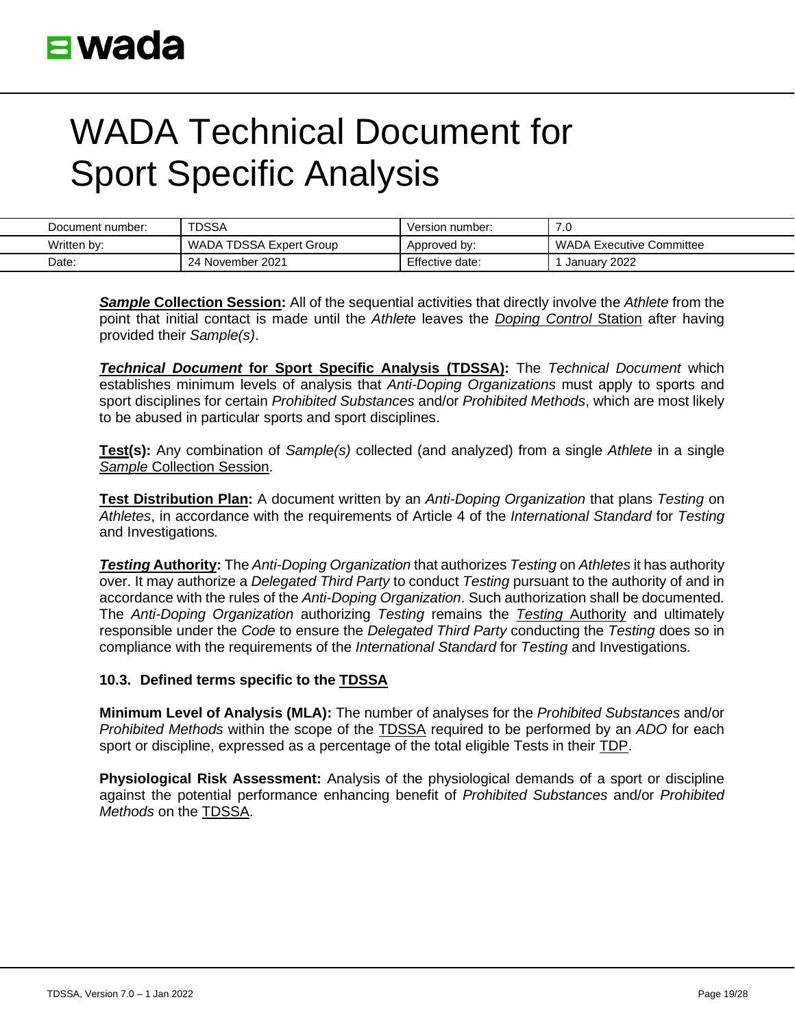***Sample* Collection Session:** All of the sequential activities that directly involve the *Athlete* from the point that initial contact is made until the *Athlete* leaves the *Doping Control* Station after having provided their *Sample(s)*.

***Technical Document* for Sport Specific Analysis (TDSSA):** The *Technical Document* which establishes minimum levels of analysis that *Anti-Doping Organizations* must apply to sports and sport disciplines for certain *Prohibited Substances* and/or *Prohibited Methods*, which are most likely to be abused in particular sports and sport disciplines.

**Test(s):** Any combination of *Sample(s)* collected (and analyzed) from a single *Athlete* in a single *Sample* Collection Session.

**Test Distribution Plan:** A document written by an *Anti-Doping Organization* that plans *Testing* on *Athletes*, in accordance with the requirements of Article 4 of the *International Standard* for *Testing* and Investigations*.*

***Testing* Authority:** The *Anti-Doping Organization* that authorizes *Testing* on *Athletes* it has authority over. It may authorize a *Delegated Third Party* to conduct *Testing* pursuant to the authority of and in accordance with the rules of the *Anti-Doping Organization*. Such authorization shall be documented. The *Anti-Doping Organization* authorizing *Testing* remains the *Testing* Authority and ultimately responsible under the *Code* to ensure the *Delegated Third Party* conducting the *Testing* does so in compliance with the requirements of the *International Standard* for *Testing* and Investigations.

### 10.3. Defined terms specific to the TDSSA

**Minimum Level of Analysis (MLA):** The number of analyses for the *Prohibited Substances* and/or *Prohibited Methods* within the scope of the TDSSA required to be performed by an *ADO* for each sport or discipline, expressed as a percentage of the total eligible Tests in their TDP.

**Physiological Risk Assessment:** Analysis of the physiological demands of a sport or discipline against the potential performance enhancing benefit of *Prohibited Substances* and/or *Prohibited Methods* on the TDSSA.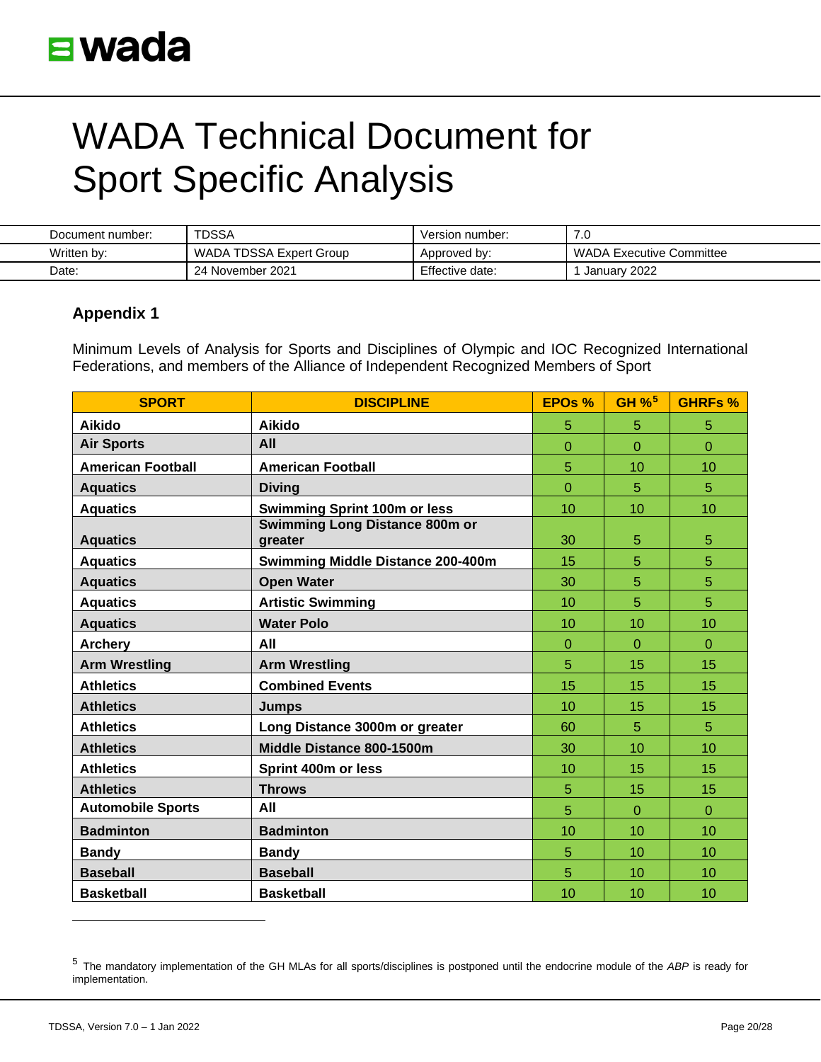# WADA Technical Document for Sport Specific Analysis

| Document number: | TDSSA | Version number: | 7.0 |
|---|---|---|---|
| Written by: | WADA TDSSA Expert Group | Approved by: | WADA Executive Committee |
| Date: | 24 November 2021 | Effective date: | 1 January 2022 |

## Appendix 1

Minimum Levels of Analysis for Sports and Disciplines of Olympic and IOC Recognized International Federations, and members of the Alliance of Independent Recognized Members of Sport

| SPORT | DISCIPLINE | EPOs % | GH %[5] | GHRFs % |
|---|---|---|---|---|
| **Aikido** | **Aikido** | 5 | 5 | 5 |
| **Air Sports** | **All** | 0 | 0 | 0 |
| **American Football** | **American Football** | 5 | 10 | 10 |
| **Aquatics** | **Diving** | 0 | 5 | 5 |
| **Aquatics** | **Swimming Sprint 100m or less** | 10 | 10 | 10 |
| **Aquatics** | **Swimming Long Distance 800m or greater** | 30 | 5 | 5 |
| **Aquatics** | **Swimming Middle Distance 200-400m** | 15 | 5 | 5 |
| **Aquatics** | **Open Water** | 30 | 5 | 5 |
| **Aquatics** | **Artistic Swimming** | 10 | 5 | 5 |
| **Aquatics** | **Water Polo** | 10 | 10 | 10 |
| **Archery** | **All** | 0 | 0 | 0 |
| **Arm Wrestling** | **Arm Wrestling** | 5 | 15 | 15 |
| **Athletics** | **Combined Events** | 15 | 15 | 15 |
| **Athletics** | **Jumps** | 10 | 15 | 15 |
| **Athletics** | **Long Distance 3000m or greater** | 60 | 5 | 5 |
| **Athletics** | **Middle Distance 800-1500m** | 30 | 10 | 10 |
| **Athletics** | **Sprint 400m or less** | 10 | 15 | 15 |
| **Athletics** | **Throws** | 5 | 15 | 15 |
| **Automobile Sports** | **All** | 5 | 0 | 0 |
| **Badminton** | **Badminton** | 10 | 10 | 10 |
| **Bandy** | **Bandy** | 5 | 10 | 10 |
| **Baseball** | **Baseball** | 5 | 10 | 10 |
| **Basketball** | **Basketball** | 10 | 10 | 10 |

[5] The mandatory implementation of the GH MLAs for all sports/disciplines is postponed until the endocrine module of the *ABP* is ready for implementation.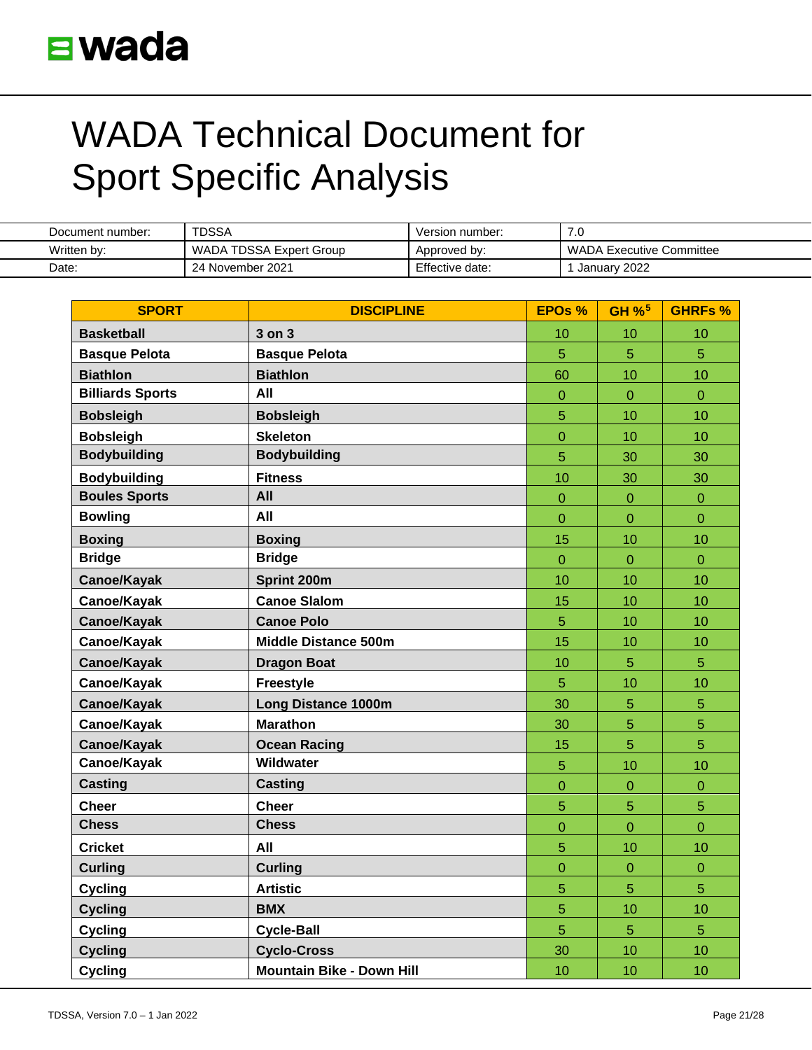# WADA Technical Document for Sport Specific Analysis

| Document number: | TDSSA | Version number: | 7.0 |
| --- | --- | --- | --- |
| Written by: | WADA TDSSA Expert Group | Approved by: | WADA Executive Committee |
| Date: | 24 November 2021 | Effective date: | 1 January 2022 |

| SPORT | DISCIPLINE | EPOs % | GH %[5] | GHRFs % |
| --- | --- | --- | --- | --- |
| **Basketball** | **3 on 3** | 10 | 10 | 10 |
| **Basque Pelota** | **Basque Pelota** | 5 | 5 | 5 |
| **Biathlon** | **Biathlon** | 60 | 10 | 10 |
| **Billiards Sports** | **All** | 0 | 0 | 0 |
| **Bobsleigh** | **Bobsleigh** | 5 | 10 | 10 |
| **Bobsleigh** | **Skeleton** | 0 | 10 | 10 |
| **Bodybuilding** | **Bodybuilding** | 5 | 30 | 30 |
| **Bodybuilding** | **Fitness** | 10 | 30 | 30 |
| **Boules Sports** | **All** | 0 | 0 | 0 |
| **Bowling** | **All** | 0 | 0 | 0 |
| **Boxing** | **Boxing** | 15 | 10 | 10 |
| **Bridge** | **Bridge** | 0 | 0 | 0 |
| **Canoe/Kayak** | **Sprint 200m** | 10 | 10 | 10 |
| **Canoe/Kayak** | **Canoe Slalom** | 15 | 10 | 10 |
| **Canoe/Kayak** | **Canoe Polo** | 5 | 10 | 10 |
| **Canoe/Kayak** | **Middle Distance 500m** | 15 | 10 | 10 |
| **Canoe/Kayak** | **Dragon Boat** | 10 | 5 | 5 |
| **Canoe/Kayak** | **Freestyle** | 5 | 10 | 10 |
| **Canoe/Kayak** | **Long Distance 1000m** | 30 | 5 | 5 |
| **Canoe/Kayak** | **Marathon** | 30 | 5 | 5 |
| **Canoe/Kayak** | **Ocean Racing** | 15 | 5 | 5 |
| **Canoe/Kayak** | **Wildwater** | 5 | 10 | 10 |
| **Casting** | **Casting** | 0 | 0 | 0 |
| **Cheer** | **Cheer** | 5 | 5 | 5 |
| **Chess** | **Chess** | 0 | 0 | 0 |
| **Cricket** | **All** | 5 | 10 | 10 |
| **Curling** | **Curling** | 0 | 0 | 0 |
| **Cycling** | **Artistic** | 5 | 5 | 5 |
| **Cycling** | **BMX** | 5 | 10 | 10 |
| **Cycling** | **Cycle-Ball** | 5 | 5 | 5 |
| **Cycling** | **Cyclo-Cross** | 30 | 10 | 10 |
| **Cycling** | **Mountain Bike - Down Hill** | 10 | 10 | 10 |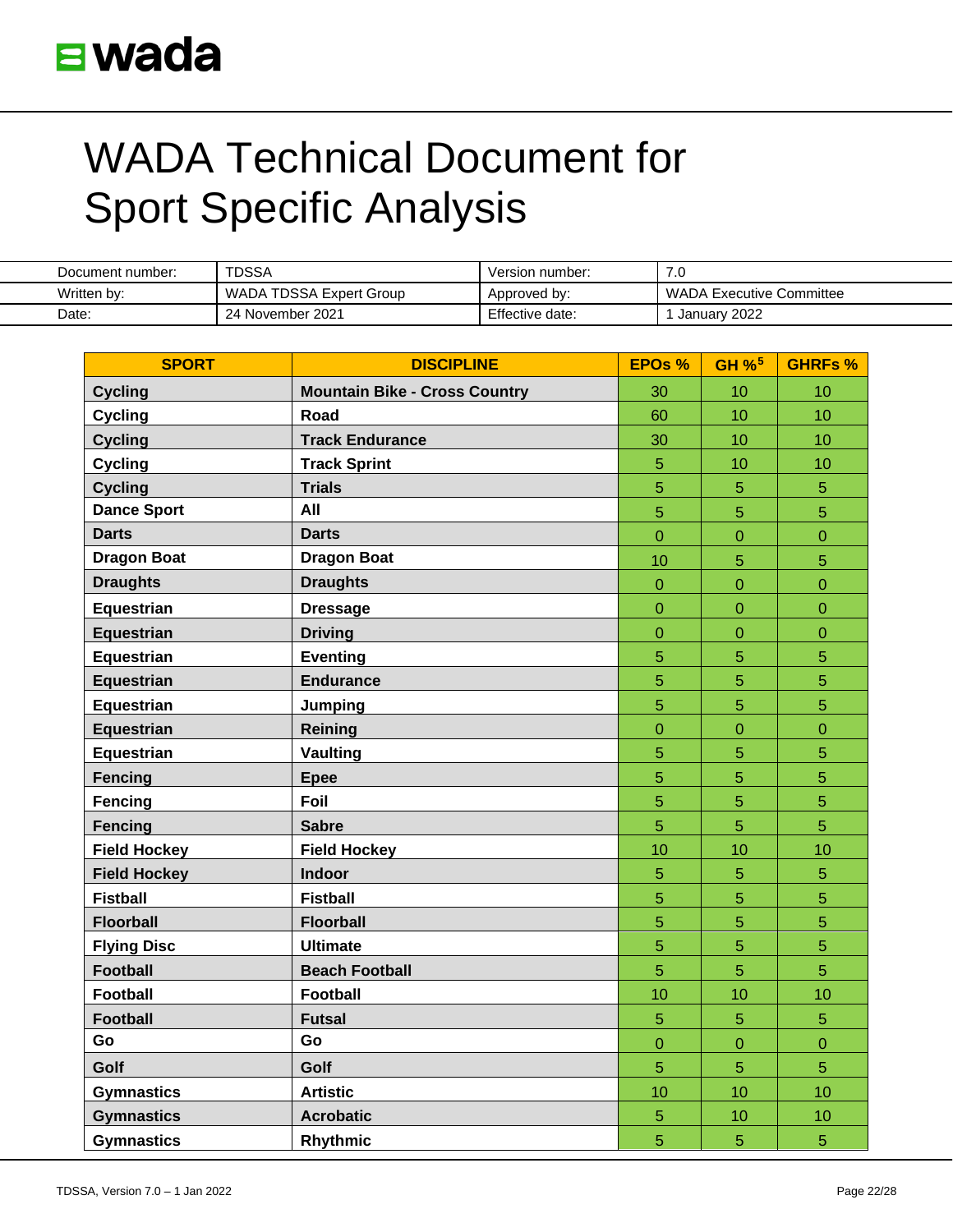# WADA Technical Document for Sport Specific Analysis

| Document number: | TDSSA | Version number: | 7.0 |
|---|---|---|---|
| Written by: | WADA TDSSA Expert Group | Approved by: | WADA Executive Committee |
| Date: | 24 November 2021 | Effective date: | 1 January 2022 |

| SPORT | DISCIPLINE | EPOs % | GH %[5] | GHRFs % |
|---|---|---|---|---|
| **Cycling** | **Mountain Bike - Cross Country** | 30 | 10 | 10 |
| **Cycling** | **Road** | 60 | 10 | 10 |
| **Cycling** | **Track Endurance** | 30 | 10 | 10 |
| **Cycling** | **Track Sprint** | 5 | 10 | 10 |
| **Cycling** | **Trials** | 5 | 5 | 5 |
| **Dance Sport** | **All** | 5 | 5 | 5 |
| **Darts** | **Darts** | 0 | 0 | 0 |
| **Dragon Boat** | **Dragon Boat** | 10 | 5 | 5 |
| **Draughts** | **Draughts** | 0 | 0 | 0 |
| **Equestrian** | **Dressage** | 0 | 0 | 0 |
| **Equestrian** | **Driving** | 0 | 0 | 0 |
| **Equestrian** | **Eventing** | 5 | 5 | 5 |
| **Equestrian** | **Endurance** | 5 | 5 | 5 |
| **Equestrian** | **Jumping** | 5 | 5 | 5 |
| **Equestrian** | **Reining** | 0 | 0 | 0 |
| **Equestrian** | **Vaulting** | 5 | 5 | 5 |
| **Fencing** | **Epee** | 5 | 5 | 5 |
| **Fencing** | **Foil** | 5 | 5 | 5 |
| **Fencing** | **Sabre** | 5 | 5 | 5 |
| **Field Hockey** | **Field Hockey** | 10 | 10 | 10 |
| **Field Hockey** | **Indoor** | 5 | 5 | 5 |
| **Fistball** | **Fistball** | 5 | 5 | 5 |
| **Floorball** | **Floorball** | 5 | 5 | 5 |
| **Flying Disc** | **Ultimate** | 5 | 5 | 5 |
| **Football** | **Beach Football** | 5 | 5 | 5 |
| **Football** | **Football** | 10 | 10 | 10 |
| **Football** | **Futsal** | 5 | 5 | 5 |
| **Go** | **Go** | 0 | 0 | 0 |
| **Golf** | **Golf** | 5 | 5 | 5 |
| **Gymnastics** | **Artistic** | 10 | 10 | 10 |
| **Gymnastics** | **Acrobatic** | 5 | 10 | 10 |
| **Gymnastics** | **Rhythmic** | 5 | 5 | 5 |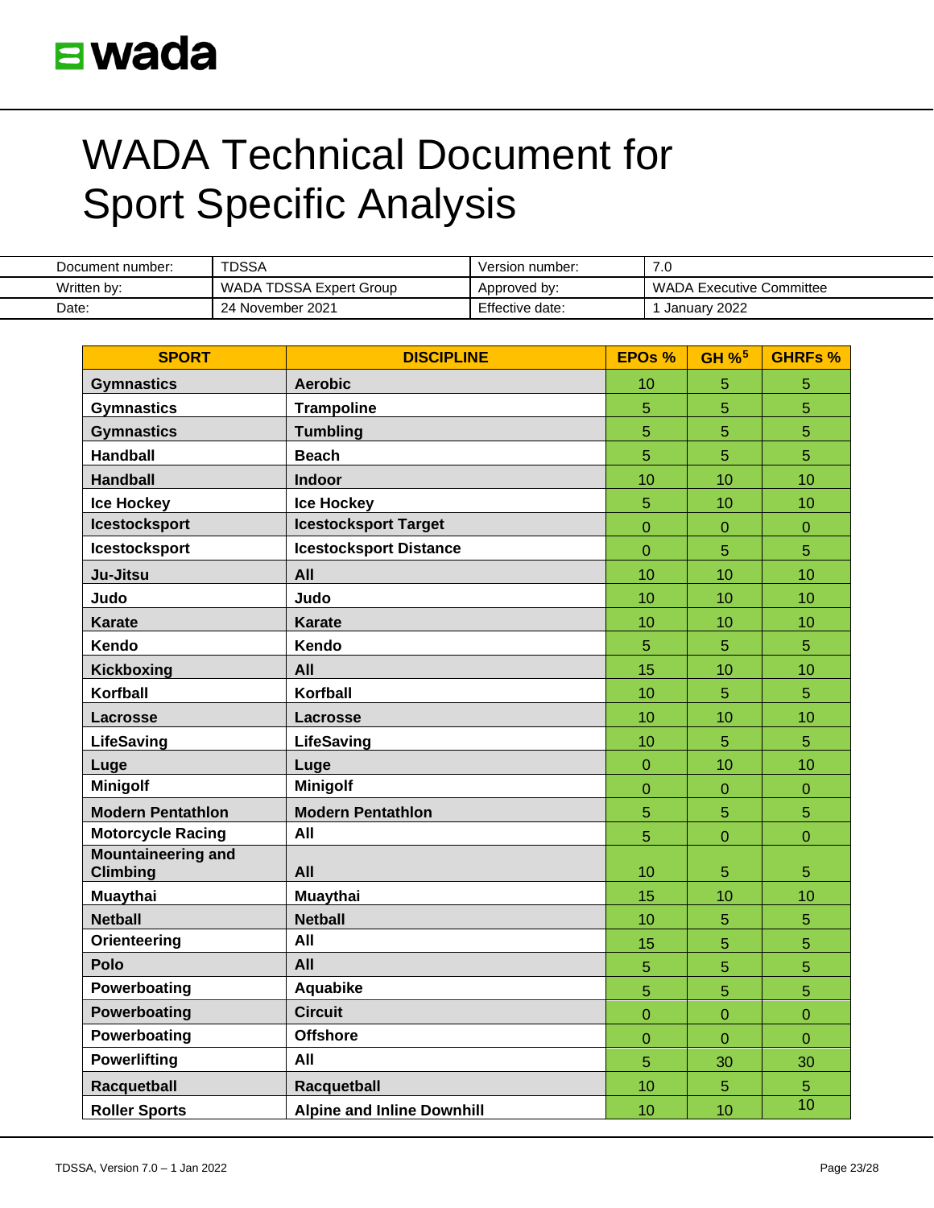# WADA Technical Document for Sport Specific Analysis

| Document number: | TDSSA | Version number: | 7.0 |
|---|---|---|---|
| Written by: | WADA TDSSA Expert Group | Approved by: | WADA Executive Committee |
| Date: | 24 November 2021 | Effective date: | 1 January 2022 |

| SPORT | DISCIPLINE | EPOs % | GH %[5] | GHRFs % |
|---|---|---|---|---|
| **Gymnastics** | **Aerobic** | 10 | 5 | 5 |
| **Gymnastics** | **Trampoline** | 5 | 5 | 5 |
| **Gymnastics** | **Tumbling** | 5 | 5 | 5 |
| **Handball** | **Beach** | 5 | 5 | 5 |
| **Handball** | **Indoor** | 10 | 10 | 10 |
| **Ice Hockey** | **Ice Hockey** | 5 | 10 | 10 |
| **Icestocksport** | **Icestocksport Target** | 0 | 0 | 0 |
| **Icestocksport** | **Icestocksport Distance** | 0 | 5 | 5 |
| **Ju-Jitsu** | **All** | 10 | 10 | 10 |
| **Judo** | **Judo** | 10 | 10 | 10 |
| **Karate** | **Karate** | 10 | 10 | 10 |
| **Kendo** | **Kendo** | 5 | 5 | 5 |
| **Kickboxing** | **All** | 15 | 10 | 10 |
| **Korfball** | **Korfball** | 10 | 5 | 5 |
| **Lacrosse** | **Lacrosse** | 10 | 10 | 10 |
| **LifeSaving** | **LifeSaving** | 10 | 5 | 5 |
| **Luge** | **Luge** | 0 | 10 | 10 |
| **Minigolf** | **Minigolf** | 0 | 0 | 0 |
| **Modern Pentathlon** | **Modern Pentathlon** | 5 | 5 | 5 |
| **Motorcycle Racing** | **All** | 5 | 0 | 0 |
| **Mountaineering and Climbing** | **All** | 10 | 5 | 5 |
| **Muaythai** | **Muaythai** | 15 | 10 | 10 |
| **Netball** | **Netball** | 10 | 5 | 5 |
| **Orienteering** | **All** | 15 | 5 | 5 |
| **Polo** | **All** | 5 | 5 | 5 |
| **Powerboating** | **Aquabike** | 5 | 5 | 5 |
| **Powerboating** | **Circuit** | 0 | 0 | 0 |
| **Powerboating** | **Offshore** | 0 | 0 | 0 |
| **Powerlifting** | **All** | 5 | 30 | 30 |
| **Racquetball** | **Racquetball** | 10 | 5 | 5 |
| **Roller Sports** | **Alpine and Inline Downhill** | 10 | 10 | 10 |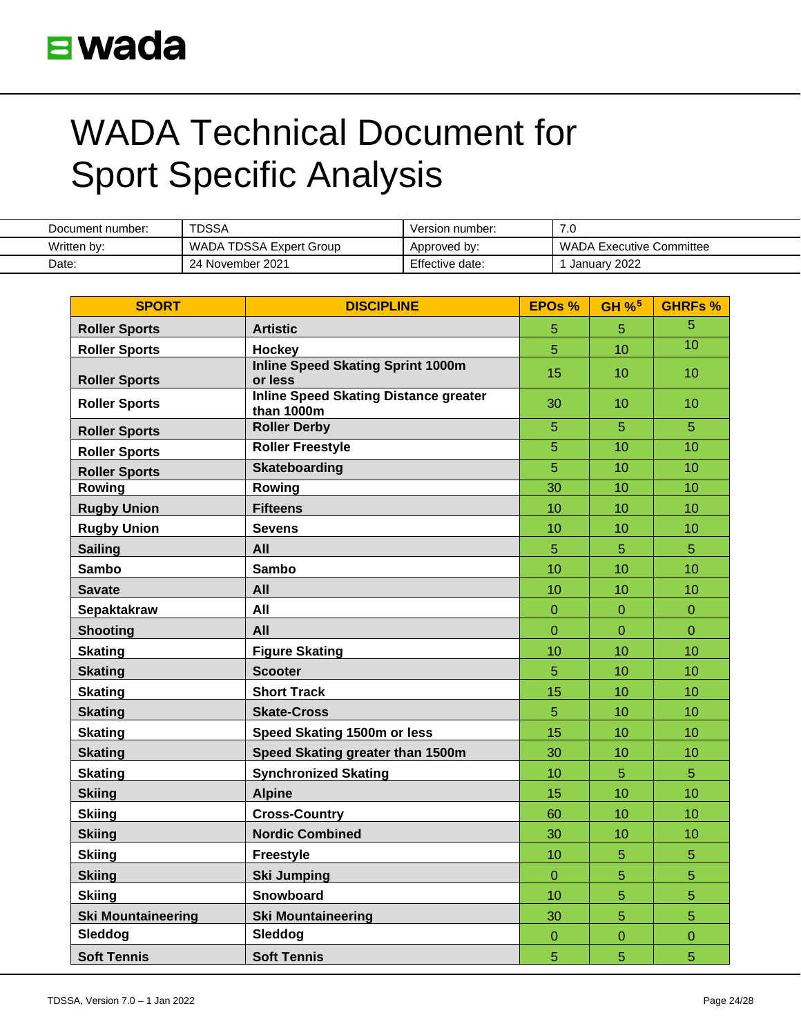# WADA Technical Document for Sport Specific Analysis

| Document number: | TDSSA | Version number: | 7.0 |
|---|---|---|---|
| Written by: | WADA TDSSA Expert Group | Approved by: | WADA Executive Committee |
| Date: | 24 November 2021 | Effective date: | 1 January 2022 |

| SPORT | DISCIPLINE | EPOs % | GH %[5] | GHRFs % |
|---|---|---|---|---|
| **Roller Sports** | **Artistic** | 5 | 5 | 5 |
| **Roller Sports** | **Hockey** | 5 | 10 | 10 |
| **Roller Sports** | **Inline Speed Skating Sprint 1000m or less** | 15 | 10 | 10 |
| **Roller Sports** | **Inline Speed Skating Distance greater than 1000m** | 30 | 10 | 10 |
| **Roller Sports** | **Roller Derby** | 5 | 5 | 5 |
| **Roller Sports** | **Roller Freestyle** | 5 | 10 | 10 |
| **Roller Sports** | **Skateboarding** | 5 | 10 | 10 |
| **Rowing** | **Rowing** | 30 | 10 | 10 |
| **Rugby Union** | **Fifteens** | 10 | 10 | 10 |
| **Rugby Union** | **Sevens** | 10 | 10 | 10 |
| **Sailing** | **All** | 5 | 5 | 5 |
| **Sambo** | **Sambo** | 10 | 10 | 10 |
| **Savate** | **All** | 10 | 10 | 10 |
| **Sepaktakraw** | **All** | 0 | 0 | 0 |
| **Shooting** | **All** | 0 | 0 | 0 |
| **Skating** | **Figure Skating** | 10 | 10 | 10 |
| **Skating** | **Scooter** | 5 | 10 | 10 |
| **Skating** | **Short Track** | 15 | 10 | 10 |
| **Skating** | **Skate-Cross** | 5 | 10 | 10 |
| **Skating** | **Speed Skating 1500m or less** | 15 | 10 | 10 |
| **Skating** | **Speed Skating greater than 1500m** | 30 | 10 | 10 |
| **Skating** | **Synchronized Skating** | 10 | 5 | 5 |
| **Skiing** | **Alpine** | 15 | 10 | 10 |
| **Skiing** | **Cross-Country** | 60 | 10 | 10 |
| **Skiing** | **Nordic Combined** | 30 | 10 | 10 |
| **Skiing** | **Freestyle** | 10 | 5 | 5 |
| **Skiing** | **Ski Jumping** | 0 | 5 | 5 |
| **Skiing** | **Snowboard** | 10 | 5 | 5 |
| **Ski Mountaineering** | **Ski Mountaineering** | 30 | 5 | 5 |
| **Sleddog** | **Sleddog** | 0 | 0 | 0 |
| **Soft Tennis** | **Soft Tennis** | 5 | 5 | 5 |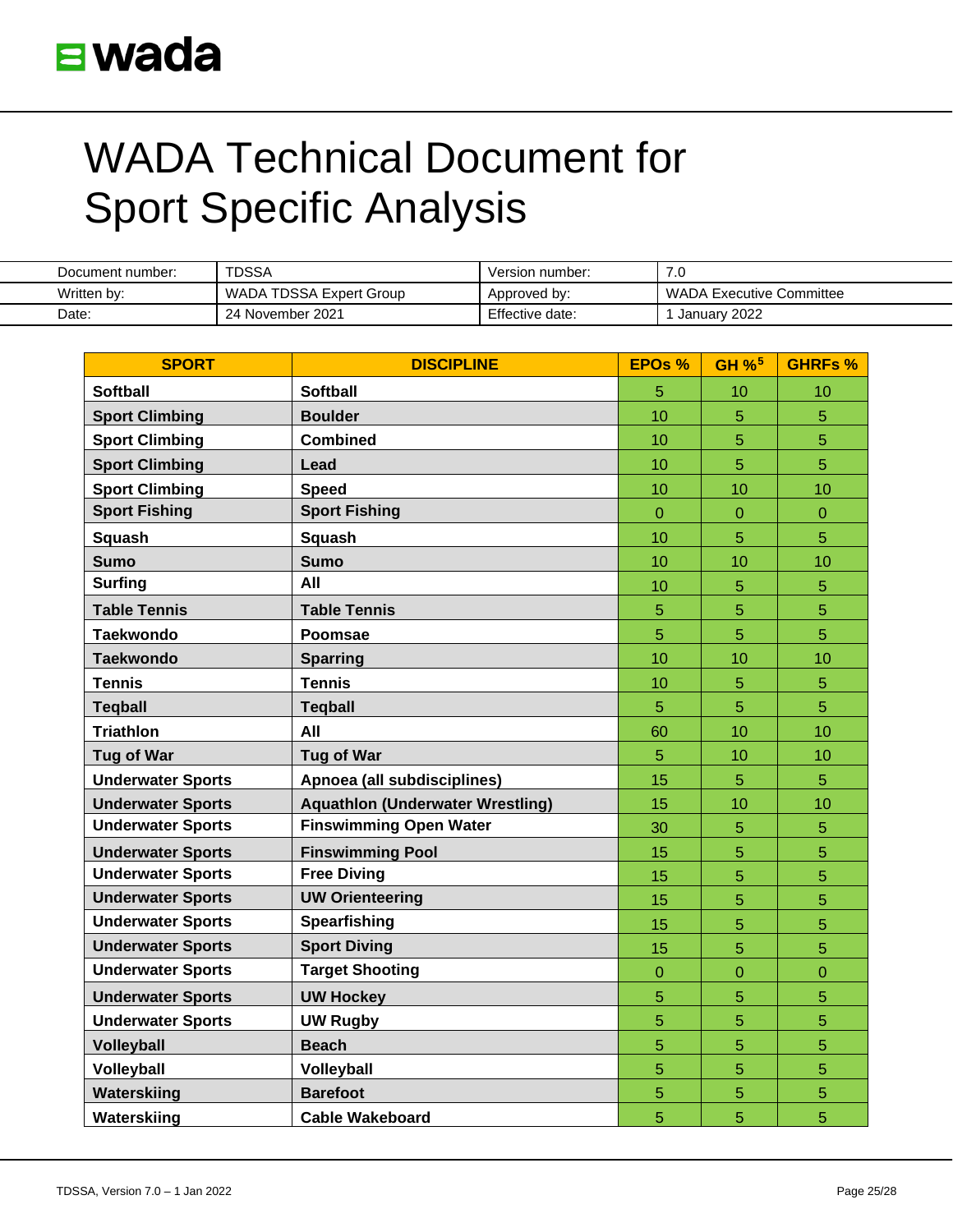# WADA Technical Document for Sport Specific Analysis

| Document number: | TDSSA | Version number: | 7.0 |
|---|---|---|---|
| Written by: | WADA TDSSA Expert Group | Approved by: | WADA Executive Committee |
| Date: | 24 November 2021 | Effective date: | 1 January 2022 |

| SPORT | DISCIPLINE | EPOs % | GH %[5] | GHRFs % |
|---|---|---|---|---|
| **Softball** | **Softball** | 5 | 10 | 10 |
| **Sport Climbing** | **Boulder** | 10 | 5 | 5 |
| **Sport Climbing** | **Combined** | 10 | 5 | 5 |
| **Sport Climbing** | **Lead** | 10 | 5 | 5 |
| **Sport Climbing** | **Speed** | 10 | 10 | 10 |
| **Sport Fishing** | **Sport Fishing** | 0 | 0 | 0 |
| **Squash** | **Squash** | 10 | 5 | 5 |
| **Sumo** | **Sumo** | 10 | 10 | 10 |
| **Surfing** | **All** | 10 | 5 | 5 |
| **Table Tennis** | **Table Tennis** | 5 | 5 | 5 |
| **Taekwondo** | **Poomsae** | 5 | 5 | 5 |
| **Taekwondo** | **Sparring** | 10 | 10 | 10 |
| **Tennis** | **Tennis** | 10 | 5 | 5 |
| **Teqball** | **Teqball** | 5 | 5 | 5 |
| **Triathlon** | **All** | 60 | 10 | 10 |
| **Tug of War** | **Tug of War** | 5 | 10 | 10 |
| **Underwater Sports** | **Apnoea (all subdisciplines)** | 15 | 5 | 5 |
| **Underwater Sports** | **Aquathlon (Underwater Wrestling)** | 15 | 10 | 10 |
| **Underwater Sports** | **Finswimming Open Water** | 30 | 5 | 5 |
| **Underwater Sports** | **Finswimming Pool** | 15 | 5 | 5 |
| **Underwater Sports** | **Free Diving** | 15 | 5 | 5 |
| **Underwater Sports** | **UW Orienteering** | 15 | 5 | 5 |
| **Underwater Sports** | **Spearfishing** | 15 | 5 | 5 |
| **Underwater Sports** | **Sport Diving** | 15 | 5 | 5 |
| **Underwater Sports** | **Target Shooting** | 0 | 0 | 0 |
| **Underwater Sports** | **UW Hockey** | 5 | 5 | 5 |
| **Underwater Sports** | **UW Rugby** | 5 | 5 | 5 |
| **Volleyball** | **Beach** | 5 | 5 | 5 |
| **Volleyball** | **Volleyball** | 5 | 5 | 5 |
| **Waterskiing** | **Barefoot** | 5 | 5 | 5 |
| **Waterskiing** | **Cable Wakeboard** | 5 | 5 | 5 |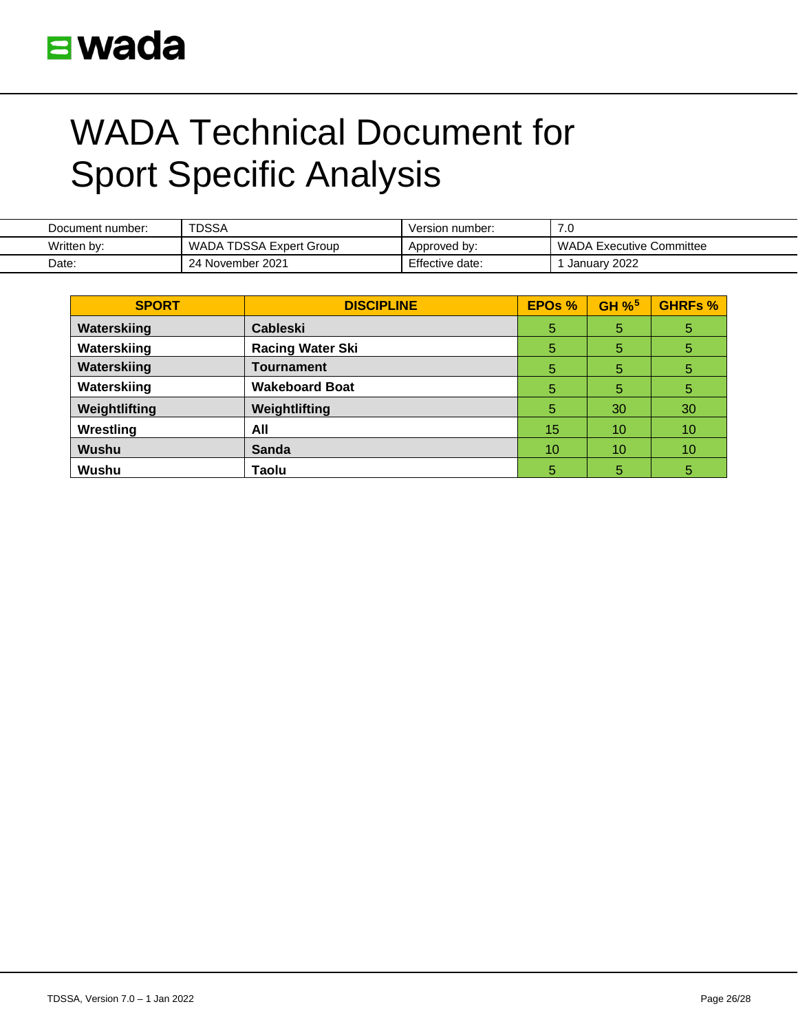# WADA Technical Document for Sport Specific Analysis

| Document number: | TDSSA | Version number: | 7.0 |
|---|---|---|---|
| Written by: | WADA TDSSA Expert Group | Approved by: | WADA Executive Committee |
| Date: | 24 November 2021 | Effective date: | 1 January 2022 |

| SPORT | DISCIPLINE | EPOs % | GH %[5] | GHRFs % |
|---|---|---|---|---|
| **Waterskiing** | **Cableski** | 5 | 5 | 5 |
| **Waterskiing** | **Racing Water Ski** | 5 | 5 | 5 |
| **Waterskiing** | **Tournament** | 5 | 5 | 5 |
| **Waterskiing** | **Wakeboard Boat** | 5 | 5 | 5 |
| **Weightlifting** | **Weightlifting** | 5 | 30 | 30 |
| **Wrestling** | **All** | 15 | 10 | 10 |
| **Wushu** | **Sanda** | 10 | 10 | 10 |
| **Wushu** | **Taolu** | 5 | 5 | 5 |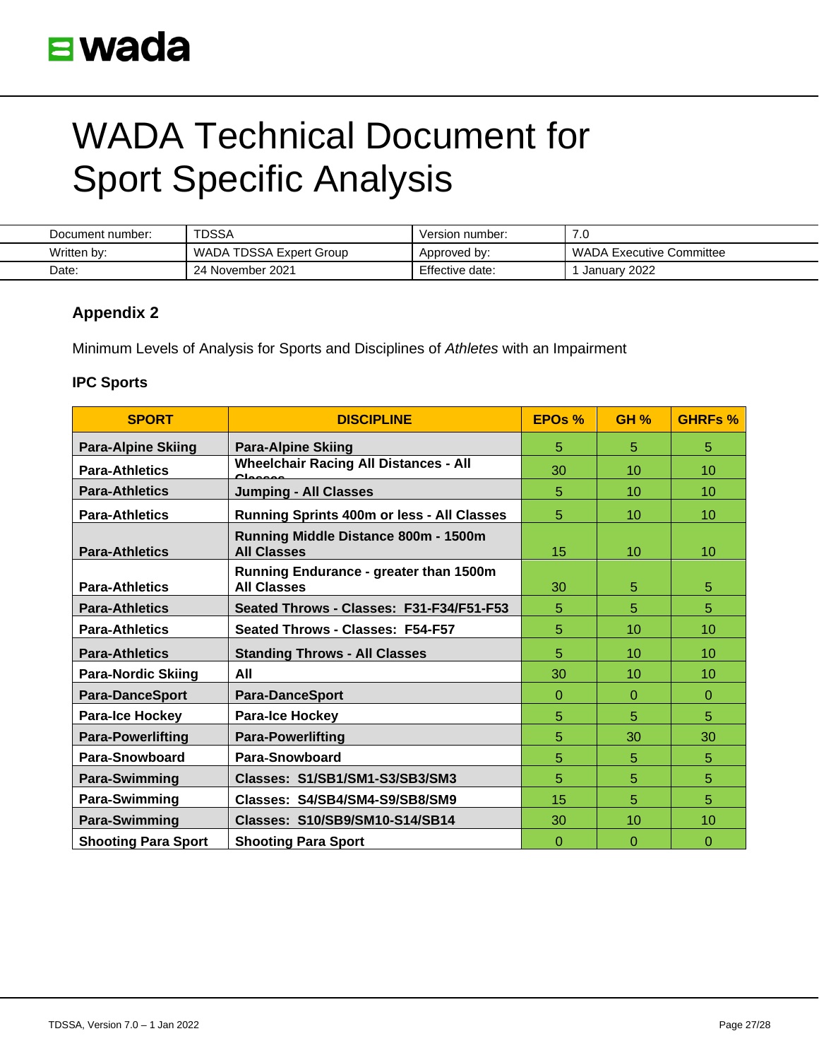# WADA Technical Document for Sport Specific Analysis

| Document number: | TDSSA | Version number: | 7.0 |
|---|---|---|---|
| Written by: | WADA TDSSA Expert Group | Approved by: | WADA Executive Committee |
| Date: | 24 November 2021 | Effective date: | 1 January 2022 |

### Appendix 2

Minimum Levels of Analysis for Sports and Disciplines of *Athletes* with an Impairment

### IPC Sports

| SPORT | DISCIPLINE | EPOs % | GH % | GHRFs % |
|---|---|---|---|---|
| **Para-Alpine Skiing** | **Para-Alpine Skiing** | 5 | 5 | 5 |
| **Para-Athletics** | **Wheelchair Racing All Distances - All Classes** | 30 | 10 | 10 |
| **Para-Athletics** | **Jumping - All Classes** | 5 | 10 | 10 |
| **Para-Athletics** | **Running Sprints 400m or less - All Classes** | 5 | 10 | 10 |
| **Para-Athletics** | **Running Middle Distance 800m - 1500m All Classes** | 15 | 10 | 10 |
| **Para-Athletics** | **Running Endurance - greater than 1500m All Classes** | 30 | 5 | 5 |
| **Para-Athletics** | **Seated Throws - Classes: F31-F34/F51-F53** | 5 | 5 | 5 |
| **Para-Athletics** | **Seated Throws - Classes: F54-F57** | 5 | 10 | 10 |
| **Para-Athletics** | **Standing Throws - All Classes** | 5 | 10 | 10 |
| **Para-Nordic Skiing** | **All** | 30 | 10 | 10 |
| **Para-DanceSport** | **Para-DanceSport** | 0 | 0 | 0 |
| **Para-Ice Hockey** | **Para-Ice Hockey** | 5 | 5 | 5 |
| **Para-Powerlifting** | **Para-Powerlifting** | 5 | 30 | 30 |
| **Para-Snowboard** | **Para-Snowboard** | 5 | 5 | 5 |
| **Para-Swimming** | **Classes: S1/SB1/SM1-S3/SB3/SM3** | 5 | 5 | 5 |
| **Para-Swimming** | **Classes: S4/SB4/SM4-S9/SB8/SM9** | 15 | 5 | 5 |
| **Para-Swimming** | **Classes: S10/SB9/SM10-S14/SB14** | 30 | 10 | 10 |
| **Shooting Para Sport** | **Shooting Para Sport** | 0 | 0 | 0 |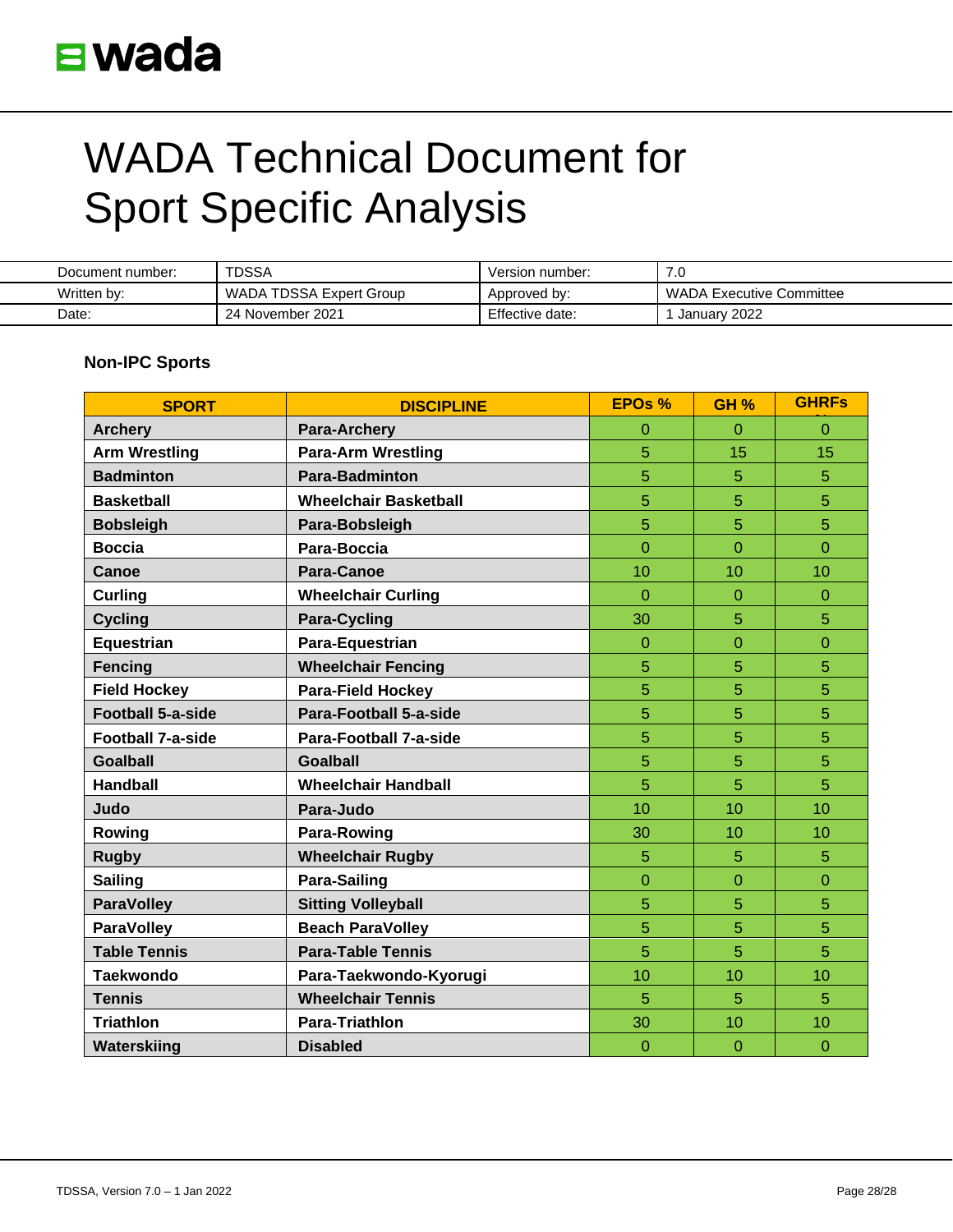# WADA Technical Document for Sport Specific Analysis

| Document number: | TDSSA | Version number: | 7.0 |
|---|---|---|---|
| Written by: | WADA TDSSA Expert Group | Approved by: | WADA Executive Committee |
| Date: | 24 November 2021 | Effective date: | 1 January 2022 |

### Non-IPC Sports

| SPORT | DISCIPLINE | EPOs % | GH % | GHRFs % |
|---|---|---|---|---|
| **Archery** | **Para-Archery** | 0 | 0 | 0 |
| **Arm Wrestling** | **Para-Arm Wrestling** | 5 | 15 | 15 |
| **Badminton** | **Para-Badminton** | 5 | 5 | 5 |
| **Basketball** | **Wheelchair Basketball** | 5 | 5 | 5 |
| **Bobsleigh** | **Para-Bobsleigh** | 5 | 5 | 5 |
| **Boccia** | **Para-Boccia** | 0 | 0 | 0 |
| **Canoe** | **Para-Canoe** | 10 | 10 | 10 |
| **Curling** | **Wheelchair Curling** | 0 | 0 | 0 |
| **Cycling** | **Para-Cycling** | 30 | 5 | 5 |
| **Equestrian** | **Para-Equestrian** | 0 | 0 | 0 |
| **Fencing** | **Wheelchair Fencing** | 5 | 5 | 5 |
| **Field Hockey** | **Para-Field Hockey** | 5 | 5 | 5 |
| **Football 5-a-side** | **Para-Football 5-a-side** | 5 | 5 | 5 |
| **Football 7-a-side** | **Para-Football 7-a-side** | 5 | 5 | 5 |
| **Goalball** | **Goalball** | 5 | 5 | 5 |
| **Handball** | **Wheelchair Handball** | 5 | 5 | 5 |
| **Judo** | **Para-Judo** | 10 | 10 | 10 |
| **Rowing** | **Para-Rowing** | 30 | 10 | 10 |
| **Rugby** | **Wheelchair Rugby** | 5 | 5 | 5 |
| **Sailing** | **Para-Sailing** | 0 | 0 | 0 |
| **ParaVolley** | **Sitting Volleyball** | 5 | 5 | 5 |
| **ParaVolley** | **Beach ParaVolley** | 5 | 5 | 5 |
| **Table Tennis** | **Para-Table Tennis** | 5 | 5 | 5 |
| **Taekwondo** | **Para-Taekwondo-Kyorugi** | 10 | 10 | 10 |
| **Tennis** | **Wheelchair Tennis** | 5 | 5 | 5 |
| **Triathlon** | **Para-Triathlon** | 30 | 10 | 10 |
| **Waterskiing** | **Disabled** | 0 | 0 | 0 |